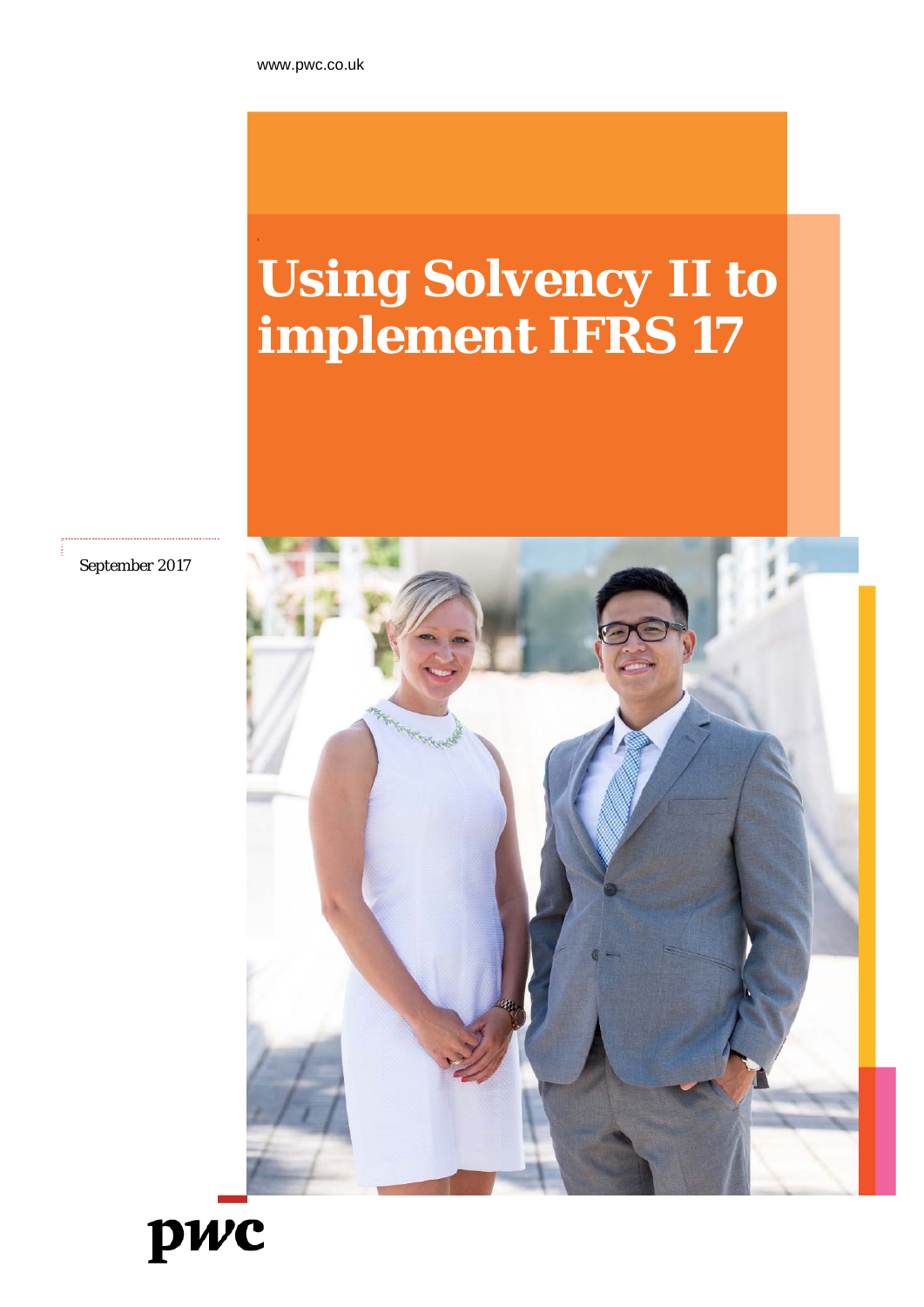www.pwc.co.uk

# Using Solvency II to implement IFRS 17

September 2017

pwc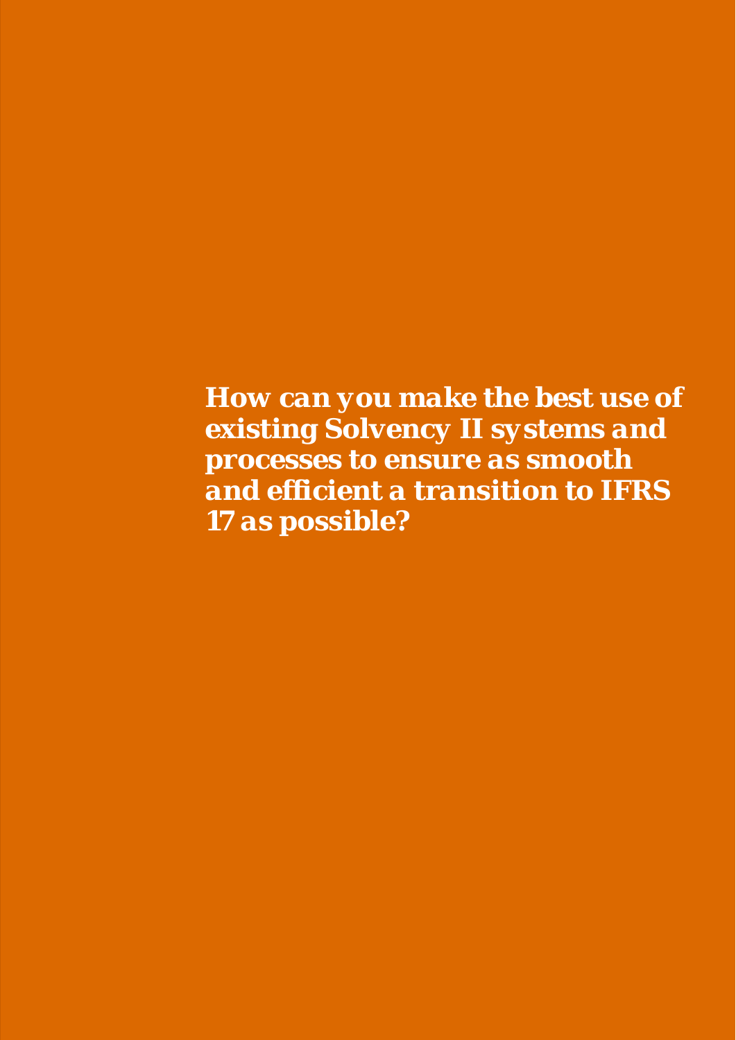**How can you make the best use of existing Solvency II systems and processes to ensure as smooth and efficient a transition to IFRS 17 as possible?**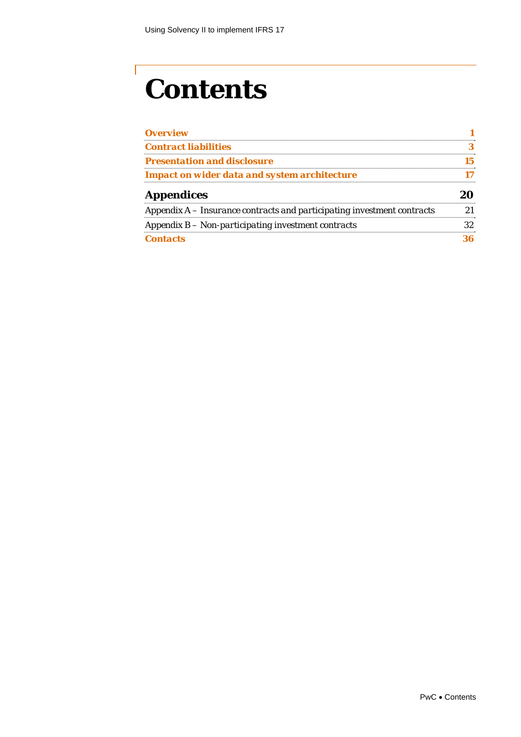# Contents

| | |
|---|---|
| **Overview** | **1** |
| **Contract liabilities** | **3** |
| **Presentation and disclosure** | **15** |
| **Impact on wider data and system architecture** | **17** |
| **Appendices** | **20** |
| Appendix A – Insurance contracts and participating investment contracts | 21 |
| Appendix B – Non-participating investment contracts | 32 |
| **Contacts** | **36** |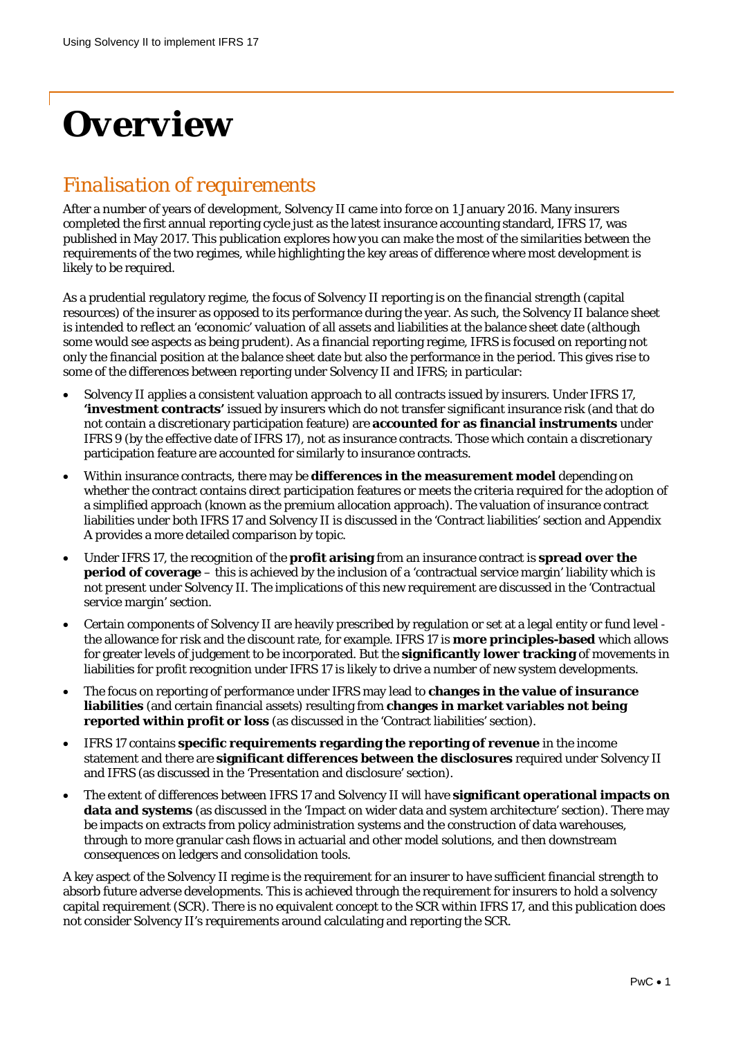# Overview

## *Finalisation of requirements*

After a number of years of development, Solvency II came into force on 1 January 2016. Many insurers completed the first annual reporting cycle just as the latest insurance accounting standard, IFRS 17, was published in May 2017. This publication explores how you can make the most of the similarities between the requirements of the two regimes, while highlighting the key areas of difference where most development is likely to be required.

As a prudential regulatory regime, the focus of Solvency II reporting is on the financial strength (capital resources) of the insurer as opposed to its performance during the year. As such, the Solvency II balance sheet is intended to reflect an 'economic' valuation of all assets and liabilities at the balance sheet date (although some would see aspects as being prudent). As a financial reporting regime, IFRS is focused on reporting not only the financial position at the balance sheet date but also the performance in the period. This gives rise to some of the differences between reporting under Solvency II and IFRS; in particular:

- Solvency II applies a consistent valuation approach to all contracts issued by insurers. Under IFRS 17, **'investment contracts'** issued by insurers which do not transfer significant insurance risk (and that do not contain a discretionary participation feature) are **accounted for as financial instruments** under IFRS 9 (by the effective date of IFRS 17), not as insurance contracts. Those which contain a discretionary participation feature are accounted for similarly to insurance contracts.
- Within insurance contracts, there may be **differences in the measurement model** depending on whether the contract contains direct participation features or meets the criteria required for the adoption of a simplified approach (known as the premium allocation approach). The valuation of insurance contract liabilities under both IFRS 17 and Solvency II is discussed in the 'Contract liabilities' section and Appendix A provides a more detailed comparison by topic.
- Under IFRS 17, the recognition of the **profit arising** from an insurance contract is **spread over the period of coverage** – this is achieved by the inclusion of a 'contractual service margin' liability which is not present under Solvency II. The implications of this new requirement are discussed in the 'Contractual service margin' section.
- Certain components of Solvency II are heavily prescribed by regulation or set at a legal entity or fund level - the allowance for risk and the discount rate, for example. IFRS 17 is **more principles-based** which allows for greater levels of judgement to be incorporated. But the **significantly lower tracking** of movements in liabilities for profit recognition under IFRS 17 is likely to drive a number of new system developments.
- The focus on reporting of performance under IFRS may lead to **changes in the value of insurance liabilities** (and certain financial assets) resulting from **changes in market variables not being reported within profit or loss** (as discussed in the 'Contract liabilities' section).
- IFRS 17 contains **specific requirements regarding the reporting of revenue** in the income statement and there are **significant differences between the disclosures** required under Solvency II and IFRS (as discussed in the 'Presentation and disclosure' section).
- The extent of differences between IFRS 17 and Solvency II will have **significant operational impacts on data and systems** (as discussed in the 'Impact on wider data and system architecture' section). There may be impacts on extracts from policy administration systems and the construction of data warehouses, through to more granular cash flows in actuarial and other model solutions, and then downstream consequences on ledgers and consolidation tools.

A key aspect of the Solvency II regime is the requirement for an insurer to have sufficient financial strength to absorb future adverse developments. This is achieved through the requirement for insurers to hold a solvency capital requirement (SCR). There is no equivalent concept to the SCR within IFRS 17, and this publication does not consider Solvency II's requirements around calculating and reporting the SCR.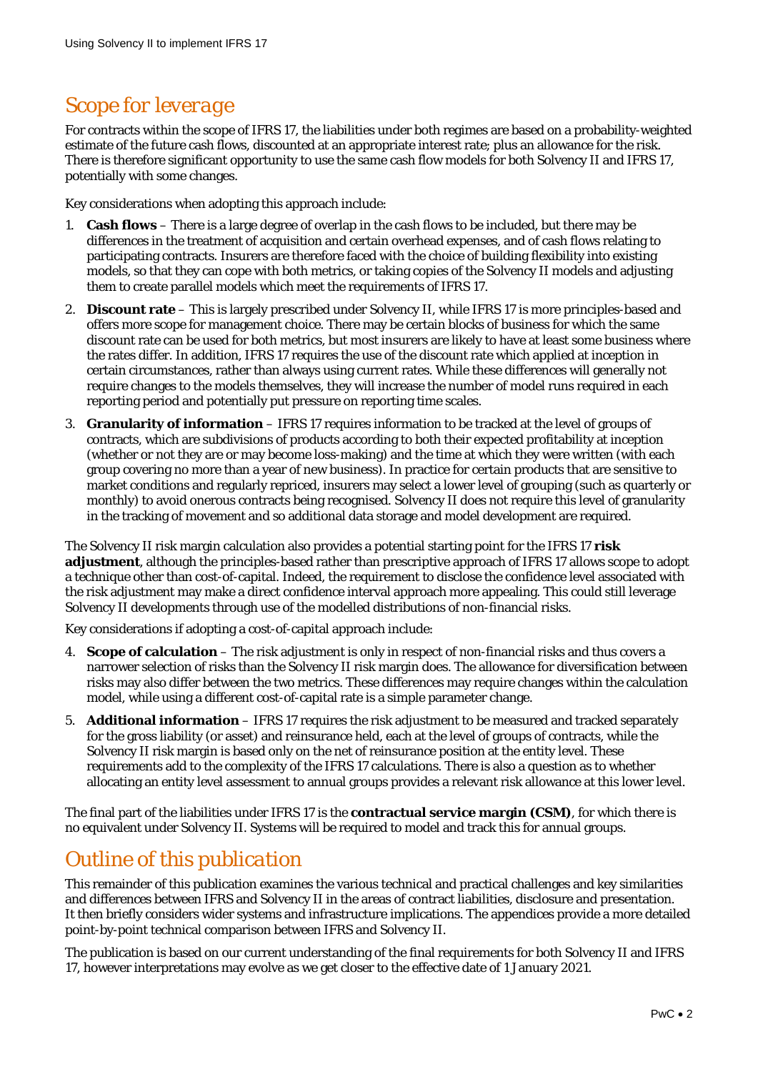## Scope for leverage

For contracts within the scope of IFRS 17, the liabilities under both regimes are based on a probability-weighted estimate of the future cash flows, discounted at an appropriate interest rate; plus an allowance for the risk. There is therefore significant opportunity to use the same cash flow models for both Solvency II and IFRS 17, potentially with some changes.

Key considerations when adopting this approach include:

1. **Cash flows** – There is a large degree of overlap in the cash flows to be included, but there may be differences in the treatment of acquisition and certain overhead expenses, and of cash flows relating to participating contracts. Insurers are therefore faced with the choice of building flexibility into existing models, so that they can cope with both metrics, or taking copies of the Solvency II models and adjusting them to create parallel models which meet the requirements of IFRS 17.
2. **Discount rate** – This is largely prescribed under Solvency II, while IFRS 17 is more principles-based and offers more scope for management choice. There may be certain blocks of business for which the same discount rate can be used for both metrics, but most insurers are likely to have at least some business where the rates differ. In addition, IFRS 17 requires the use of the discount rate which applied at inception in certain circumstances, rather than always using current rates. While these differences will generally not require changes to the models themselves, they will increase the number of model runs required in each reporting period and potentially put pressure on reporting time scales.
3. **Granularity of information** – IFRS 17 requires information to be tracked at the level of groups of contracts, which are subdivisions of products according to both their expected profitability at inception (whether or not they are or may become loss-making) and the time at which they were written (with each group covering no more than a year of new business). In practice for certain products that are sensitive to market conditions and regularly repriced, insurers may select a lower level of grouping (such as quarterly or monthly) to avoid onerous contracts being recognised. Solvency II does not require this level of granularity in the tracking of movement and so additional data storage and model development are required.

The Solvency II risk margin calculation also provides a potential starting point for the IFRS 17 **risk adjustment**, although the principles-based rather than prescriptive approach of IFRS 17 allows scope to adopt a technique other than cost-of-capital. Indeed, the requirement to disclose the confidence level associated with the risk adjustment may make a direct confidence interval approach more appealing. This could still leverage Solvency II developments through use of the modelled distributions of non-financial risks.

Key considerations if adopting a cost-of-capital approach include:

4. **Scope of calculation** – The risk adjustment is only in respect of non-financial risks and thus covers a narrower selection of risks than the Solvency II risk margin does. The allowance for diversification between risks may also differ between the two metrics. These differences may require changes within the calculation model, while using a different cost-of-capital rate is a simple parameter change.
5. **Additional information** – IFRS 17 requires the risk adjustment to be measured and tracked separately for the gross liability (or asset) and reinsurance held, each at the level of groups of contracts, while the Solvency II risk margin is based only on the net of reinsurance position at the entity level. These requirements add to the complexity of the IFRS 17 calculations. There is also a question as to whether allocating an entity level assessment to annual groups provides a relevant risk allowance at this lower level.

The final part of the liabilities under IFRS 17 is the **contractual service margin (CSM)**, for which there is no equivalent under Solvency II. Systems will be required to model and track this for annual groups.

## Outline of this publication

This remainder of this publication examines the various technical and practical challenges and key similarities and differences between IFRS and Solvency II in the areas of contract liabilities, disclosure and presentation. It then briefly considers wider systems and infrastructure implications. The appendices provide a more detailed point-by-point technical comparison between IFRS and Solvency II.

The publication is based on our current understanding of the final requirements for both Solvency II and IFRS 17, however interpretations may evolve as we get closer to the effective date of 1 January 2021.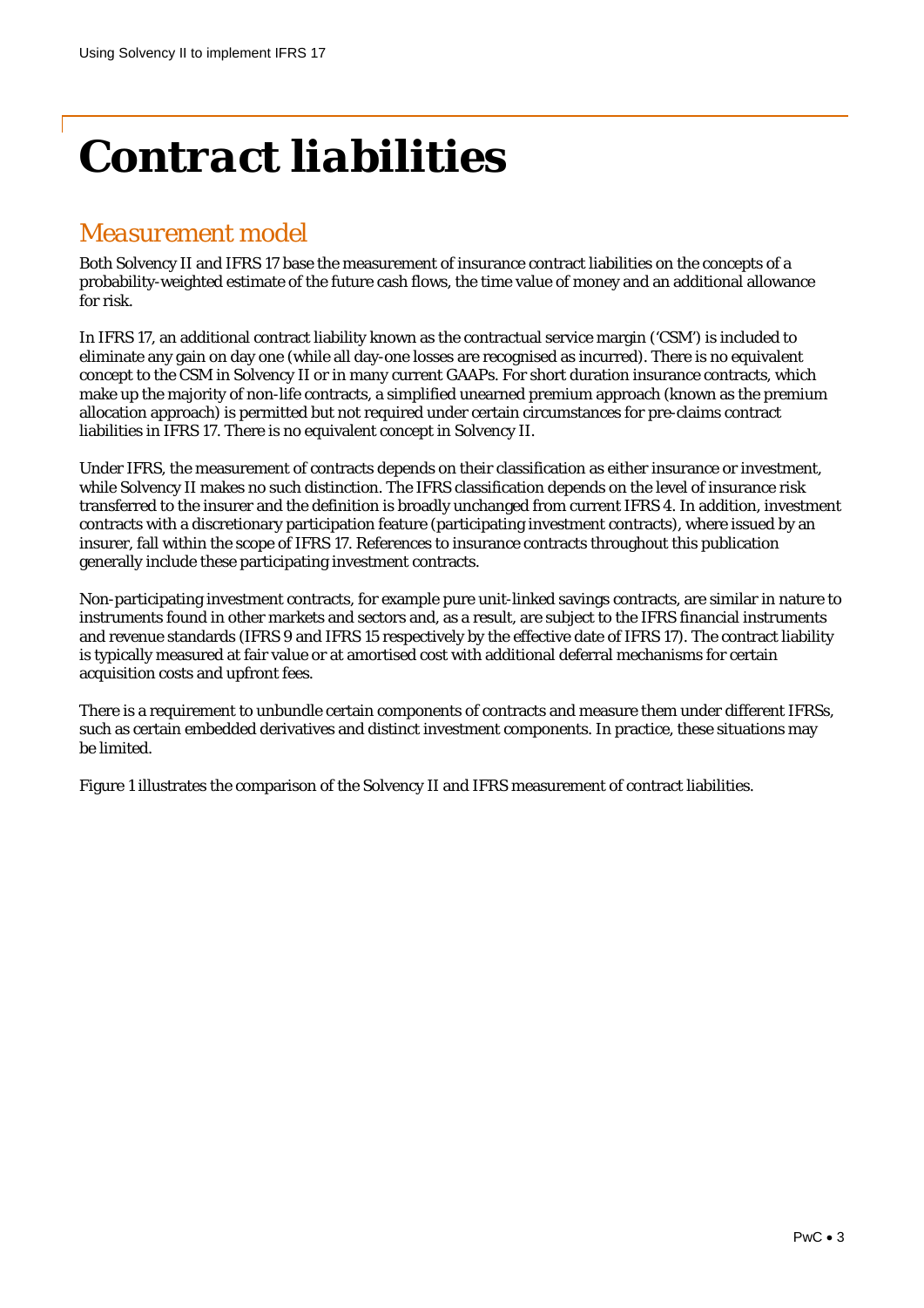# Contract liabilities

## Measurement model

Both Solvency II and IFRS 17 base the measurement of insurance contract liabilities on the concepts of a probability-weighted estimate of the future cash flows, the time value of money and an additional allowance for risk.

In IFRS 17, an additional contract liability known as the contractual service margin ('CSM') is included to eliminate any gain on day one (while all day-one losses are recognised as incurred). There is no equivalent concept to the CSM in Solvency II or in many current GAAPs. For short duration insurance contracts, which make up the majority of non-life contracts, a simplified unearned premium approach (known as the premium allocation approach) is permitted but not required under certain circumstances for pre-claims contract liabilities in IFRS 17. There is no equivalent concept in Solvency II.

Under IFRS, the measurement of contracts depends on their classification as either insurance or investment, while Solvency II makes no such distinction. The IFRS classification depends on the level of insurance risk transferred to the insurer and the definition is broadly unchanged from current IFRS 4. In addition, investment contracts with a discretionary participation feature (participating investment contracts), where issued by an insurer, fall within the scope of IFRS 17. References to insurance contracts throughout this publication generally include these participating investment contracts.

Non-participating investment contracts, for example pure unit-linked savings contracts, are similar in nature to instruments found in other markets and sectors and, as a result, are subject to the IFRS financial instruments and revenue standards (IFRS 9 and IFRS 15 respectively by the effective date of IFRS 17). The contract liability is typically measured at fair value or at amortised cost with additional deferral mechanisms for certain acquisition costs and upfront fees.

There is a requirement to unbundle certain components of contracts and measure them under different IFRSs, such as certain embedded derivatives and distinct investment components. In practice, these situations may be limited.

Figure 1 illustrates the comparison of the Solvency II and IFRS measurement of contract liabilities.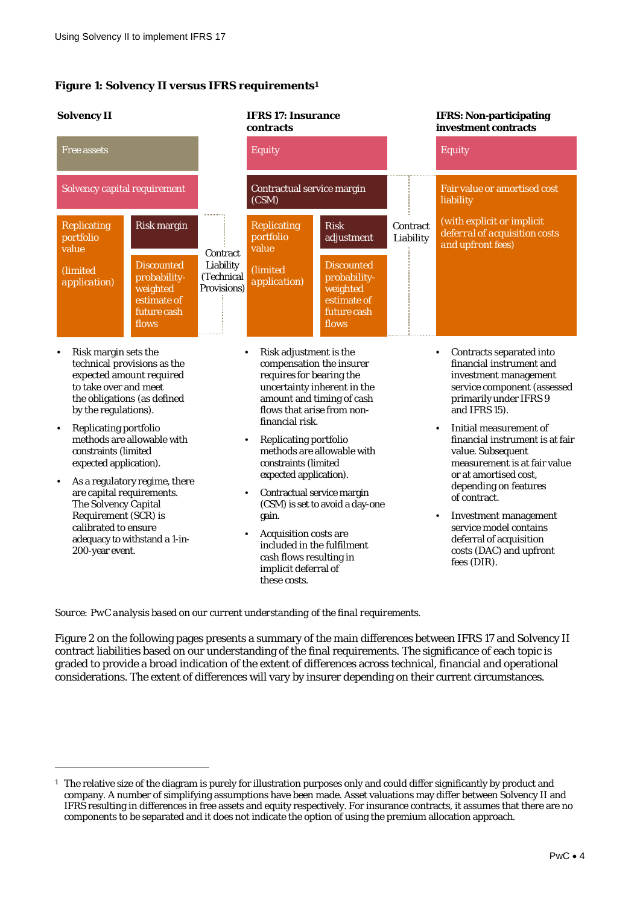**Figure 1: Solvency II versus IFRS requirements[1]**

| Solvency II | | | IFRS 17: Insurance contracts | | | IFRS: Non-participating investment contracts |
|---|---|---|---|---|---|---|
| Free assets | | | Equity | | | Equity |
| Solvency capital requirement | | | Contractual service margin (CSM) | | Contract Liability | Fair value or amortised cost liability (with explicit or implicit deferral of acquisition costs and upfront fees) |
| Replicating portfolio value (limited application) | Risk margin | Contract Liability (Technical Provisions) | Replicating portfolio value (limited application) | Risk adjustment | | |
| | Discounted probability-weighted estimate of future cash flows | | | Discounted probability-weighted estimate of future cash flows | | |

**Solvency II**

- Risk margin sets the technical provisions as the expected amount required to take over and meet the obligations (as defined by the regulations).
- Replicating portfolio methods are allowable with constraints (limited expected application).
- As a regulatory regime, there are capital requirements. The Solvency Capital Requirement (SCR) is calibrated to ensure adequacy to withstand a 1-in-200-year event.

**IFRS 17: Insurance contracts**

- Risk adjustment is the compensation the insurer requires for bearing the uncertainty inherent in the amount and timing of cash flows that arise from non-financial risk.
- Replicating portfolio methods are allowable with constraints (limited expected application).
- Contractual service margin (CSM) is set to avoid a day-one gain.
- Acquisition costs are included in the fulfilment cash flows resulting in implicit deferral of these costs.

**IFRS: Non-participating investment contracts**

- Contracts separated into financial instrument and investment management service component (assessed primarily under IFRS 9 and IFRS 15).
- Initial measurement of financial instrument is at fair value. Subsequent measurement is at fair value or at amortised cost, depending on features of contract.
- Investment management service model contains deferral of acquisition costs (DAC) and upfront fees (DIR).

*Source: PwC analysis based on our current understanding of the final requirements.*

Figure 2 on the following pages presents a summary of the main differences between IFRS 17 and Solvency II contract liabilities based on our understanding of the final requirements. The significance of each topic is graded to provide a broad indication of the extent of differences across technical, financial and operational considerations. The extent of differences will vary by insurer depending on their current circumstances.

---

[1] The relative size of the diagram is purely for illustration purposes only and could differ significantly by product and company. A number of simplifying assumptions have been made. Asset valuations may differ between Solvency II and IFRS resulting in differences in free assets and equity respectively. For insurance contracts, it assumes that there are no components to be separated and it does not indicate the option of using the premium allocation approach.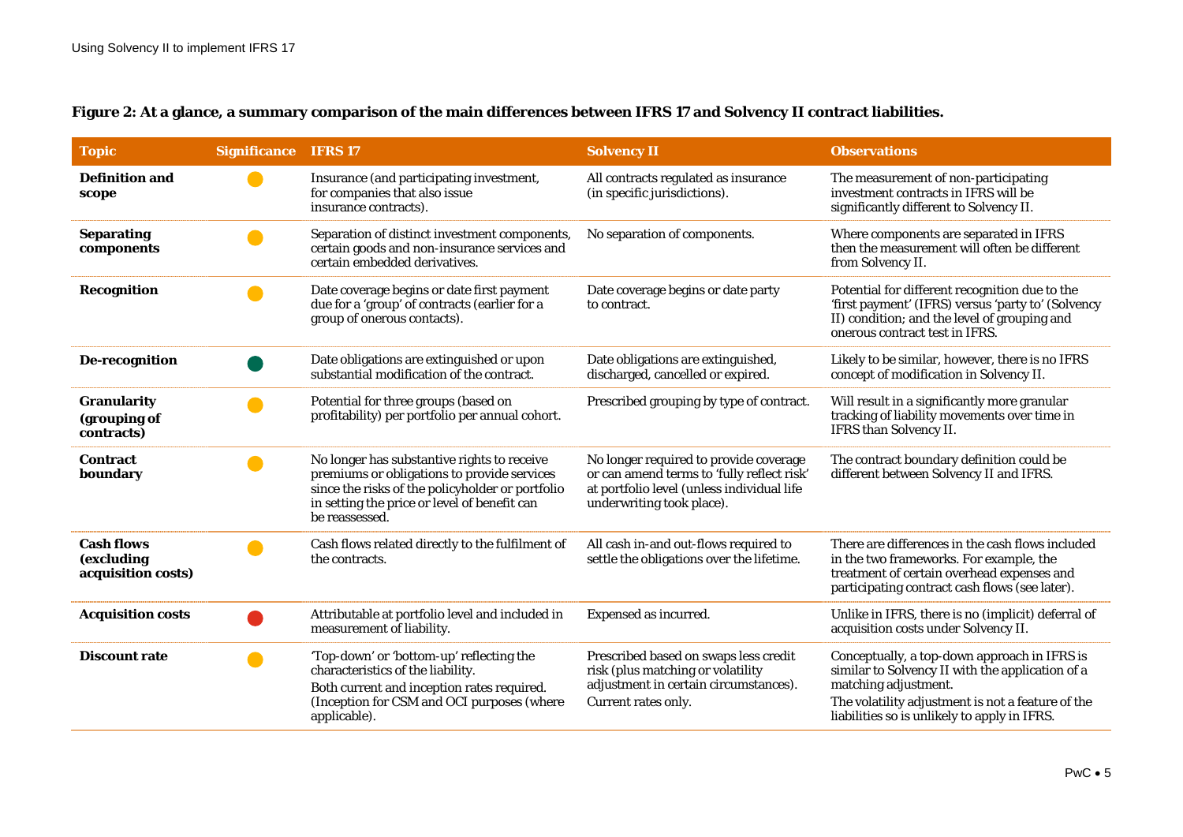**Figure 2: At a glance, a summary comparison of the main differences between IFRS 17 and Solvency II contract liabilities.**

| Topic | Significance | IFRS 17 | Solvency II | Observations |
|---|---|---|---|---|
| **Definition and scope** | 🟡 | Insurance (and participating investment, for companies that also issue insurance contracts). | All contracts regulated as insurance (in specific jurisdictions). | The measurement of non-participating investment contracts in IFRS will be significantly different to Solvency II. |
| **Separating components** | 🟡 | Separation of distinct investment components, certain goods and non-insurance services and certain embedded derivatives. | No separation of components. | Where components are separated in IFRS then the measurement will often be different from Solvency II. |
| **Recognition** | 🟡 | Date coverage begins or date first payment due for a 'group' of contracts (earlier for a group of onerous contacts). | Date coverage begins or date party to contract. | Potential for different recognition due to the 'first payment' (IFRS) versus 'party to' (Solvency II) condition; and the level of grouping and onerous contract test in IFRS. |
| **De-recognition** | 🟢 | Date obligations are extinguished or upon substantial modification of the contract. | Date obligations are extinguished, discharged, cancelled or expired. | Likely to be similar, however, there is no IFRS concept of modification in Solvency II. |
| **Granularity (grouping of contracts)** | 🟡 | Potential for three groups (based on profitability) per portfolio per annual cohort. | Prescribed grouping by type of contract. | Will result in a significantly more granular tracking of liability movements over time in IFRS than Solvency II. |
| **Contract boundary** | 🟡 | No longer has substantive rights to receive premiums or obligations to provide services since the risks of the policyholder or portfolio in setting the price or level of benefit can be reassessed. | No longer required to provide coverage or can amend terms to 'fully reflect risk' at portfolio level (unless individual life underwriting took place). | The contract boundary definition could be different between Solvency II and IFRS. |
| **Cash flows (excluding acquisition costs)** | 🟡 | Cash flows related directly to the fulfilment of the contracts. | All cash in-and out-flows required to settle the obligations over the lifetime. | There are differences in the cash flows included in the two frameworks. For example, the treatment of certain overhead expenses and participating contract cash flows (see later). |
| **Acquisition costs** | 🔴 | Attributable at portfolio level and included in measurement of liability. | Expensed as incurred. | Unlike in IFRS, there is no (implicit) deferral of acquisition costs under Solvency II. |
| **Discount rate** | 🟡 | 'Top-down' or 'bottom-up' reflecting the characteristics of the liability. Both current and inception rates required. (Inception for CSM and OCI purposes (where applicable). | Prescribed based on swaps less credit risk (plus matching or volatility adjustment in certain circumstances). Current rates only. | Conceptually, a top-down approach in IFRS is similar to Solvency II with the application of a matching adjustment. The volatility adjustment is not a feature of the liabilities so is unlikely to apply in IFRS. |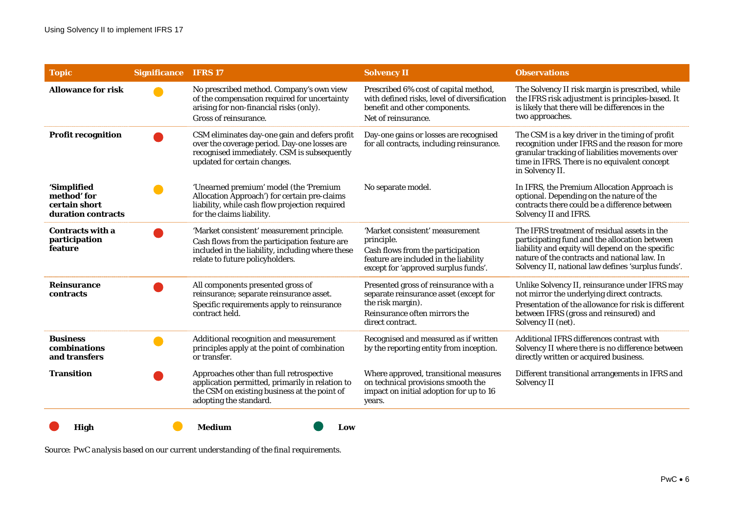| Topic | Significance | IFRS 17 | Solvency II | Observations |
|---|---|---|---|---|
| **Allowance for risk** | Medium | No prescribed method. Company's own view of the compensation required for uncertainty arising for non-financial risks (only). Gross of reinsurance. | Prescribed 6% cost of capital method, with defined risks, level of diversification benefit and other components. Net of reinsurance. | The Solvency II risk margin is prescribed, while the IFRS risk adjustment is principles-based. It is likely that there will be differences in the two approaches. |
| **Profit recognition** | High | CSM eliminates day-one gain and defers profit over the coverage period. Day-one losses are recognised immediately. CSM is subsequently updated for certain changes. | Day-one gains or losses are recognised for all contracts, including reinsurance. | The CSM is a key driver in the timing of profit recognition under IFRS and the reason for more granular tracking of liabilities movements over time in IFRS. There is no equivalent concept in Solvency II. |
| **'Simplified method' for certain short duration contracts** | Medium | 'Unearned premium' model (the 'Premium Allocation Approach') for certain pre-claims liability, while cash flow projection required for the claims liability. | No separate model. | In IFRS, the Premium Allocation Approach is optional. Depending on the nature of the contracts there could be a difference between Solvency II and IFRS. |
| **Contracts with a participation feature** | High | 'Market consistent' measurement principle. Cash flows from the participation feature are included in the liability, including where these relate to future policyholders. | 'Market consistent' measurement principle. Cash flows from the participation feature are included in the liability except for 'approved surplus funds'. | The IFRS treatment of residual assets in the participating fund and the allocation between liability and equity will depend on the specific nature of the contracts and national law. In Solvency II, national law defines 'surplus funds'. |
| **Reinsurance contracts** | High | All components presented gross of reinsurance; separate reinsurance asset. Specific requirements apply to reinsurance contract held. | Presented gross of reinsurance with a separate reinsurance asset (except for the risk margin). Reinsurance often mirrors the direct contract. | Unlike Solvency II, reinsurance under IFRS may not mirror the underlying direct contracts. Presentation of the allowance for risk is different between IFRS (gross and reinsured) and Solvency II (net). |
| **Business combinations and transfers** | Medium | Additional recognition and measurement principles apply at the point of combination or transfer. | Recognised and measured as if written by the reporting entity from inception. | Additional IFRS differences contrast with Solvency II where there is no difference between directly written or acquired business. |
| **Transition** | High | Approaches other than full retrospective application permitted, primarily in relation to the CSM on existing business at the point of adopting the standard. | Where approved, transitional measures on technical provisions smooth the impact on initial adoption for up to 16 years. | Different transitional arrangements in IFRS and Solvency II |

**High** **Medium** **Low**

*Source: PwC analysis based on our current understanding of the final requirements.*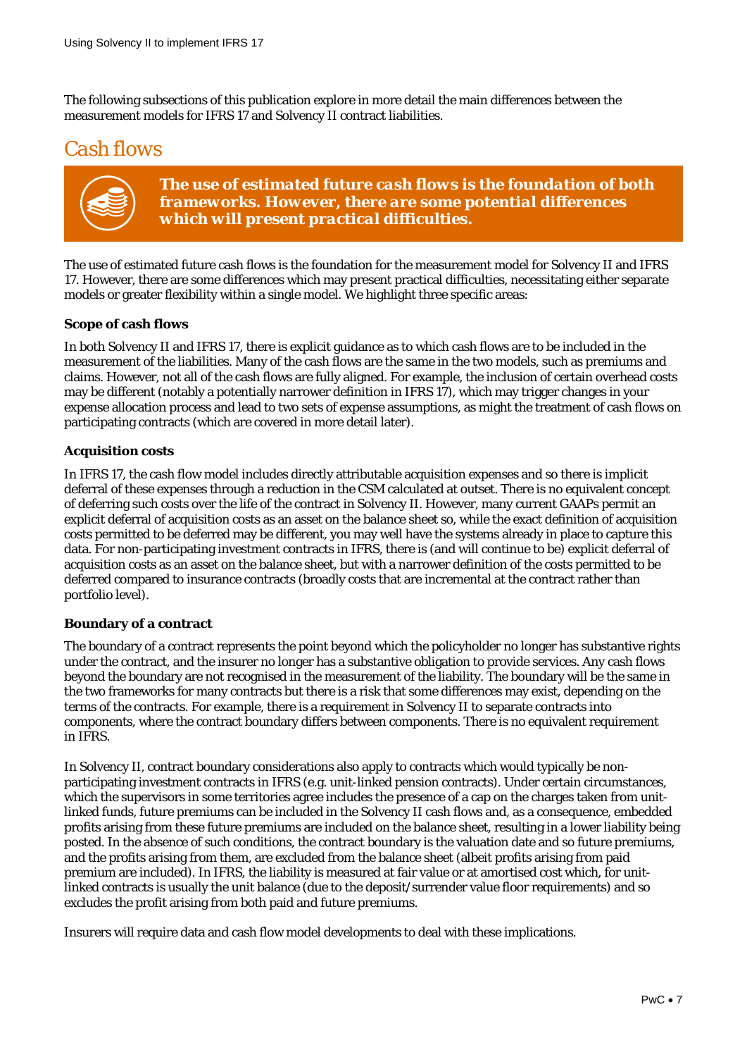The following subsections of this publication explore in more detail the main differences between the measurement models for IFRS 17 and Solvency II contract liabilities.

## Cash flows

> ***The use of estimated future cash flows is the foundation of both frameworks. However, there are some potential differences which will present practical difficulties.***

The use of estimated future cash flows is the foundation for the measurement model for Solvency II and IFRS 17. However, there are some differences which may present practical difficulties, necessitating either separate models or greater flexibility within a single model. We highlight three specific areas:

### Scope of cash flows

In both Solvency II and IFRS 17, there is explicit guidance as to which cash flows are to be included in the measurement of the liabilities. Many of the cash flows are the same in the two models, such as premiums and claims. However, not all of the cash flows are fully aligned. For example, the inclusion of certain overhead costs may be different (notably a potentially narrower definition in IFRS 17), which may trigger changes in your expense allocation process and lead to two sets of expense assumptions, as might the treatment of cash flows on participating contracts (which are covered in more detail later).

### Acquisition costs

In IFRS 17, the cash flow model includes directly attributable acquisition expenses and so there is implicit deferral of these expenses through a reduction in the CSM calculated at outset. There is no equivalent concept of deferring such costs over the life of the contract in Solvency II. However, many current GAAPs permit an explicit deferral of acquisition costs as an asset on the balance sheet so, while the exact definition of acquisition costs permitted to be deferred may be different, you may well have the systems already in place to capture this data. For non-participating investment contracts in IFRS, there is (and will continue to be) explicit deferral of acquisition costs as an asset on the balance sheet, but with a narrower definition of the costs permitted to be deferred compared to insurance contracts (broadly costs that are incremental at the contract rather than portfolio level).

### Boundary of a contract

The boundary of a contract represents the point beyond which the policyholder no longer has substantive rights under the contract, and the insurer no longer has a substantive obligation to provide services. Any cash flows beyond the boundary are not recognised in the measurement of the liability. The boundary will be the same in the two frameworks for many contracts but there is a risk that some differences may exist, depending on the terms of the contracts. For example, there is a requirement in Solvency II to separate contracts into components, where the contract boundary differs between components. There is no equivalent requirement in IFRS.

In Solvency II, contract boundary considerations also apply to contracts which would typically be non-participating investment contracts in IFRS (e.g. unit-linked pension contracts). Under certain circumstances, which the supervisors in some territories agree includes the presence of a cap on the charges taken from unit-linked funds, future premiums can be included in the Solvency II cash flows and, as a consequence, embedded profits arising from these future premiums are included on the balance sheet, resulting in a lower liability being posted. In the absence of such conditions, the contract boundary is the valuation date and so future premiums, and the profits arising from them, are excluded from the balance sheet (albeit profits arising from paid premium are included). In IFRS, the liability is measured at fair value or at amortised cost which, for unit-linked contracts is usually the unit balance (due to the deposit/surrender value floor requirements) and so excludes the profit arising from both paid and future premiums.

Insurers will require data and cash flow model developments to deal with these implications.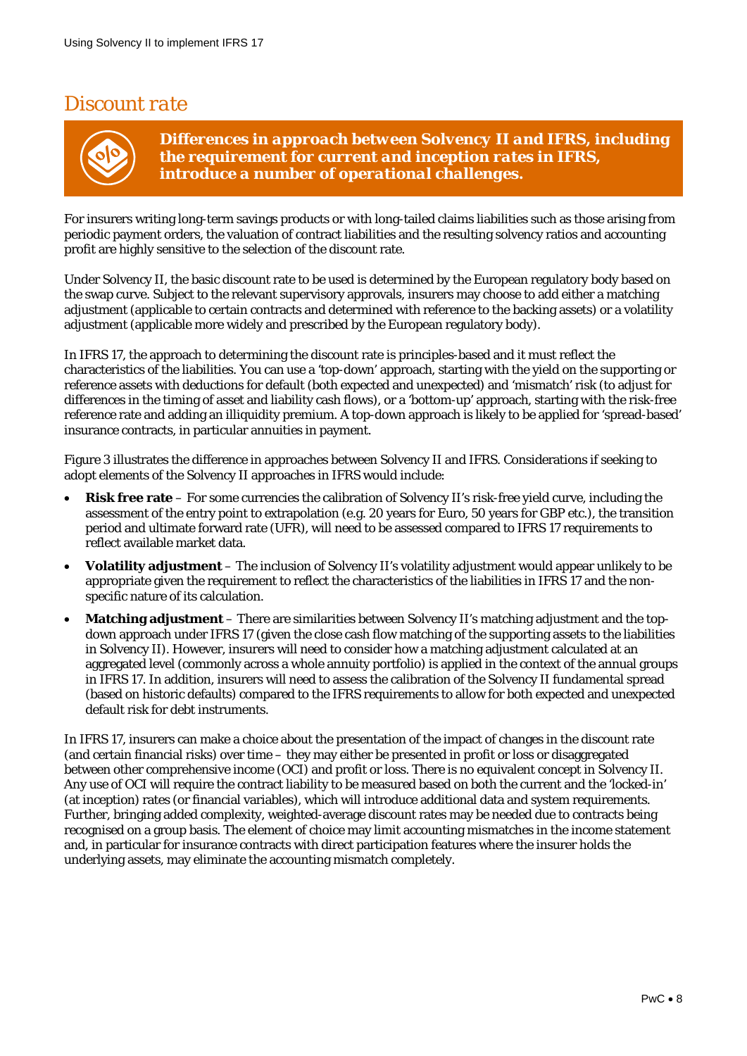# Discount rate

***Differences in approach between Solvency II and IFRS, including the requirement for current and inception rates in IFRS, introduce a number of operational challenges.***

For insurers writing long-term savings products or with long-tailed claims liabilities such as those arising from periodic payment orders, the valuation of contract liabilities and the resulting solvency ratios and accounting profit are highly sensitive to the selection of the discount rate.

Under Solvency II, the basic discount rate to be used is determined by the European regulatory body based on the swap curve. Subject to the relevant supervisory approvals, insurers may choose to add either a matching adjustment (applicable to certain contracts and determined with reference to the backing assets) or a volatility adjustment (applicable more widely and prescribed by the European regulatory body).

In IFRS 17, the approach to determining the discount rate is principles-based and it must reflect the characteristics of the liabilities. You can use a 'top-down' approach, starting with the yield on the supporting or reference assets with deductions for default (both expected and unexpected) and 'mismatch' risk (to adjust for differences in the timing of asset and liability cash flows), or a 'bottom-up' approach, starting with the risk-free reference rate and adding an illiquidity premium. A top-down approach is likely to be applied for 'spread-based' insurance contracts, in particular annuities in payment.

Figure 3 illustrates the difference in approaches between Solvency II and IFRS. Considerations if seeking to adopt elements of the Solvency II approaches in IFRS would include:

- **Risk free rate** – For some currencies the calibration of Solvency II's risk-free yield curve, including the assessment of the entry point to extrapolation (e.g. 20 years for Euro, 50 years for GBP etc.), the transition period and ultimate forward rate (UFR), will need to be assessed compared to IFRS 17 requirements to reflect available market data.
- **Volatility adjustment** – The inclusion of Solvency II's volatility adjustment would appear unlikely to be appropriate given the requirement to reflect the characteristics of the liabilities in IFRS 17 and the non-specific nature of its calculation.
- **Matching adjustment** – There are similarities between Solvency II's matching adjustment and the top-down approach under IFRS 17 (given the close cash flow matching of the supporting assets to the liabilities in Solvency II). However, insurers will need to consider how a matching adjustment calculated at an aggregated level (commonly across a whole annuity portfolio) is applied in the context of the annual groups in IFRS 17. In addition, insurers will need to assess the calibration of the Solvency II fundamental spread (based on historic defaults) compared to the IFRS requirements to allow for both expected and unexpected default risk for debt instruments.

In IFRS 17, insurers can make a choice about the presentation of the impact of changes in the discount rate (and certain financial risks) over time – they may either be presented in profit or loss or disaggregated between other comprehensive income (OCI) and profit or loss. There is no equivalent concept in Solvency II. Any use of OCI will require the contract liability to be measured based on both the current and the 'locked-in' (at inception) rates (or financial variables), which will introduce additional data and system requirements. Further, bringing added complexity, weighted-average discount rates may be needed due to contracts being recognised on a group basis. The element of choice may limit accounting mismatches in the income statement and, in particular for insurance contracts with direct participation features where the insurer holds the underlying assets, may eliminate the accounting mismatch completely.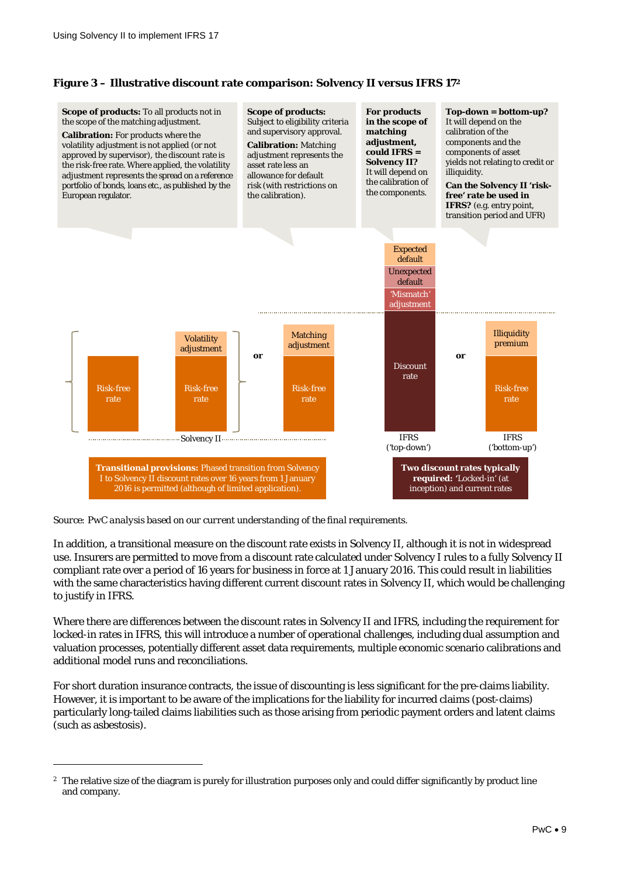**Figure 3 – Illustrative discount rate comparison: Solvency II versus IFRS 17**[2]

**Scope of products:** To all products not in the scope of the matching adjustment.

**Calibration:** For products where the volatility adjustment is not applied (or not approved by supervisor), the discount rate is the risk-free rate. Where applied, the volatility adjustment represents the spread on a reference portfolio of bonds, loans etc., as published by the European regulator.

**Scope of products:** Subject to eligibility criteria and supervisory approval.

**Calibration:** Matching adjustment represents the asset rate less an allowance for default risk (with restrictions on the calibration).

**For products in the scope of matching adjustment, could IFRS = Solvency II?** It will depend on the calibration of the components.

**Top-down = bottom-up?** It will depend on the calibration of the components and the components of asset yields not relating to credit or illiquidity.

**Can the Solvency II 'risk-free' rate be used in IFRS?** (e.g. entry point, transition period and UFR)

Solvency II: Risk-free rate | Risk-free rate + Volatility adjustment | or | Risk-free rate + Matching adjustment

IFRS ('top-down'): Discount rate + 'Mismatch' adjustment + Unexpected default + Expected default | or | IFRS ('bottom-up'): Risk-free rate + Illiquidity premium

**Transitional provisions:** Phased transition from Solvency I to Solvency II discount rates over 16 years from 1 January 2016 is permitted (although of limited application).

**Two discount rates typically required:** 'Locked-in' (at inception) and current rates

Source: *PwC analysis based on our current understanding of the final requirements.*

In addition, a transitional measure on the discount rate exists in Solvency II, although it is not in widespread use. Insurers are permitted to move from a discount rate calculated under Solvency I rules to a fully Solvency II compliant rate over a period of 16 years for business in force at 1 January 2016. This could result in liabilities with the same characteristics having different current discount rates in Solvency II, which would be challenging to justify in IFRS.

Where there are differences between the discount rates in Solvency II and IFRS, including the requirement for locked-in rates in IFRS, this will introduce a number of operational challenges, including dual assumption and valuation processes, potentially different asset data requirements, multiple economic scenario calibrations and additional model runs and reconciliations.

For short duration insurance contracts, the issue of discounting is less significant for the pre-claims liability. However, it is important to be aware of the implications for the liability for incurred claims (post-claims) particularly long-tailed claims liabilities such as those arising from periodic payment orders and latent claims (such as asbestosis).

---

[2] The relative size of the diagram is purely for illustration purposes only and could differ significantly by product line and company.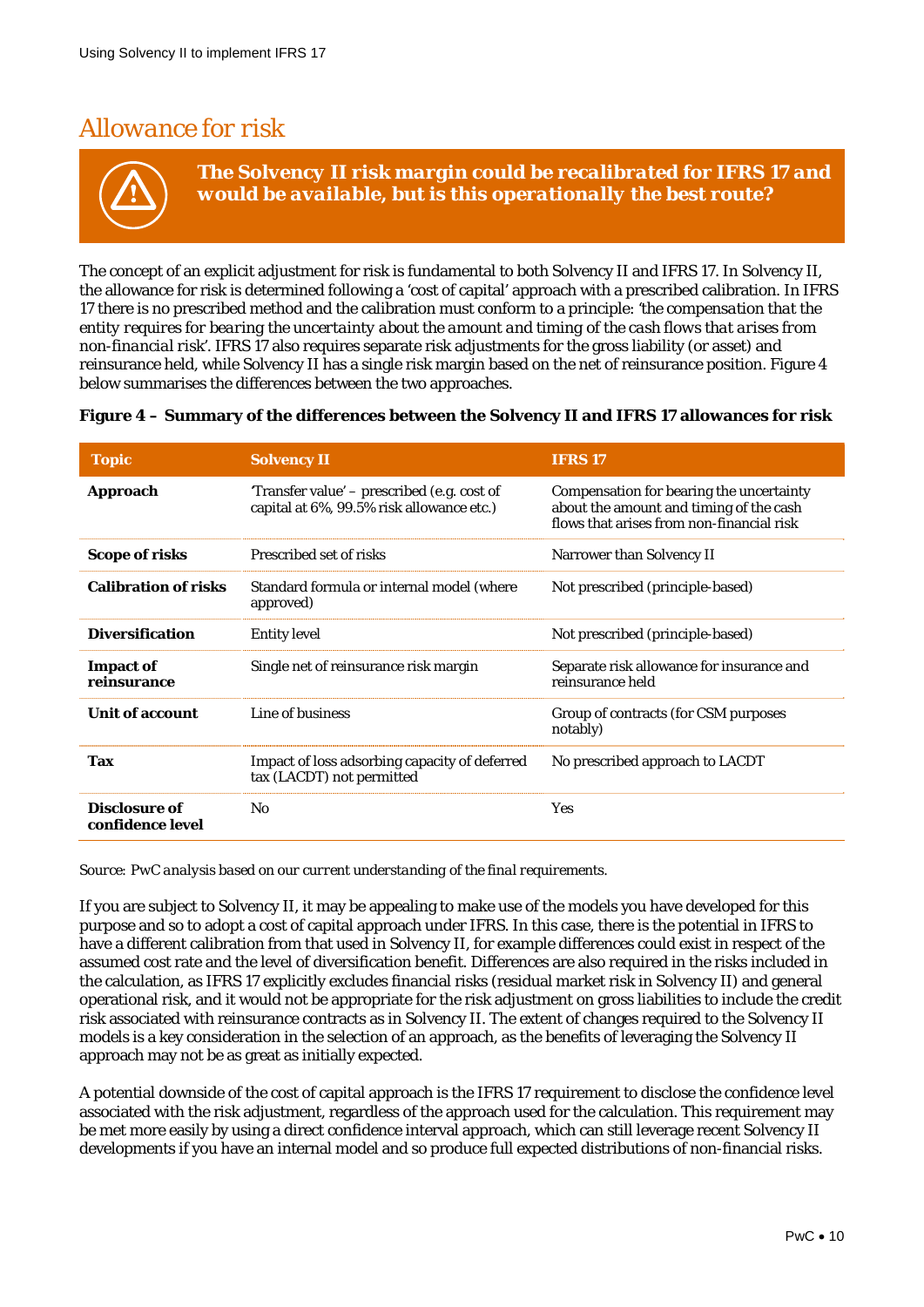# Allowance for risk

**_The Solvency II risk margin could be recalibrated for IFRS 17 and would be available, but is this operationally the best route?_**

The concept of an explicit adjustment for risk is fundamental to both Solvency II and IFRS 17. In Solvency II, the allowance for risk is determined following a 'cost of capital' approach with a prescribed calibration. In IFRS 17 there is no prescribed method and the calibration must conform to a principle: *'the compensation that the entity requires for bearing the uncertainty about the amount and timing of the cash flows that arises from non-financial risk'*. IFRS 17 also requires separate risk adjustments for the gross liability (or asset) and reinsurance held, while Solvency II has a single risk margin based on the net of reinsurance position. Figure 4 below summarises the differences between the two approaches.

**Figure 4 – Summary of the differences between the Solvency II and IFRS 17 allowances for risk**

| Topic | Solvency II | IFRS 17 |
|---|---|---|
| **Approach** | 'Transfer value' – prescribed (e.g. cost of capital at 6%, 99.5% risk allowance etc.) | Compensation for bearing the uncertainty about the amount and timing of the cash flows that arises from non-financial risk |
| **Scope of risks** | Prescribed set of risks | Narrower than Solvency II |
| **Calibration of risks** | Standard formula or internal model (where approved) | Not prescribed (principle-based) |
| **Diversification** | Entity level | Not prescribed (principle-based) |
| **Impact of reinsurance** | Single net of reinsurance risk margin | Separate risk allowance for insurance and reinsurance held |
| **Unit of account** | Line of business | Group of contracts (for CSM purposes notably) |
| **Tax** | Impact of loss adsorbing capacity of deferred tax (LACDT) not permitted | No prescribed approach to LACDT |
| **Disclosure of confidence level** | No | Yes |

*Source: PwC analysis based on our current understanding of the final requirements.*

If you are subject to Solvency II, it may be appealing to make use of the models you have developed for this purpose and so to adopt a cost of capital approach under IFRS. In this case, there is the potential in IFRS to have a different calibration from that used in Solvency II, for example differences could exist in respect of the assumed cost rate and the level of diversification benefit. Differences are also required in the risks included in the calculation, as IFRS 17 explicitly excludes financial risks (residual market risk in Solvency II) and general operational risk, and it would not be appropriate for the risk adjustment on gross liabilities to include the credit risk associated with reinsurance contracts as in Solvency II. The extent of changes required to the Solvency II models is a key consideration in the selection of an approach, as the benefits of leveraging the Solvency II approach may not be as great as initially expected.

A potential downside of the cost of capital approach is the IFRS 17 requirement to disclose the confidence level associated with the risk adjustment, regardless of the approach used for the calculation. This requirement may be met more easily by using a direct confidence interval approach, which can still leverage recent Solvency II developments if you have an internal model and so produce full expected distributions of non-financial risks.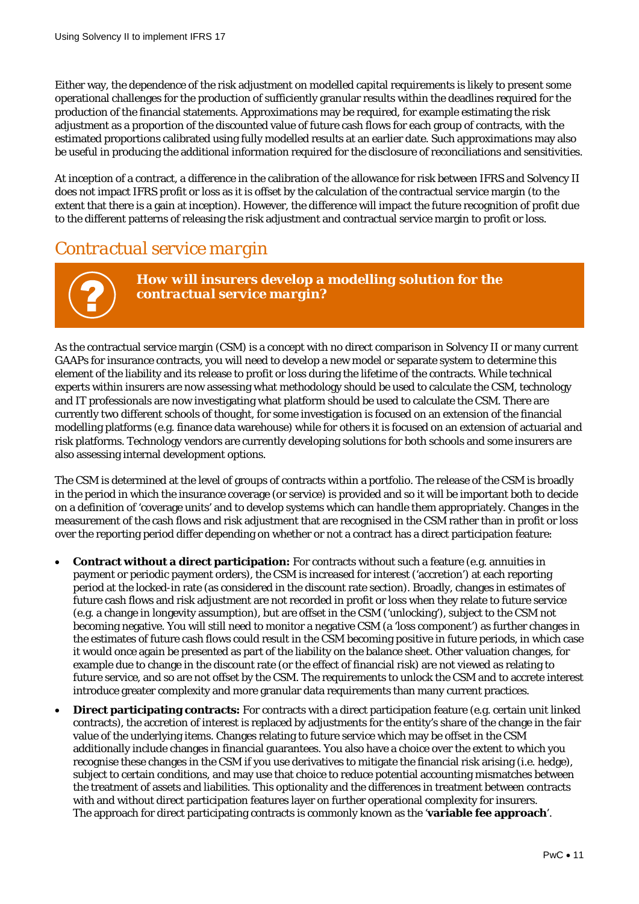Either way, the dependence of the risk adjustment on modelled capital requirements is likely to present some operational challenges for the production of sufficiently granular results within the deadlines required for the production of the financial statements. Approximations may be required, for example estimating the risk adjustment as a proportion of the discounted value of future cash flows for each group of contracts, with the estimated proportions calibrated using fully modelled results at an earlier date. Such approximations may also be useful in producing the additional information required for the disclosure of reconciliations and sensitivities.

At inception of a contract, a difference in the calibration of the allowance for risk between IFRS and Solvency II does not impact IFRS profit or loss as it is offset by the calculation of the contractual service margin (to the extent that there is a gain at inception). However, the difference will impact the future recognition of profit due to the different patterns of releasing the risk adjustment and contractual service margin to profit or loss.

## Contractual service margin

***How will insurers develop a modelling solution for the contractual service margin?***

As the contractual service margin (CSM) is a concept with no direct comparison in Solvency II or many current GAAPs for insurance contracts, you will need to develop a new model or separate system to determine this element of the liability and its release to profit or loss during the lifetime of the contracts. While technical experts within insurers are now assessing what methodology should be used to calculate the CSM, technology and IT professionals are now investigating what platform should be used to calculate the CSM. There are currently two different schools of thought, for some investigation is focused on an extension of the financial modelling platforms (e.g. finance data warehouse) while for others it is focused on an extension of actuarial and risk platforms. Technology vendors are currently developing solutions for both schools and some insurers are also assessing internal development options.

The CSM is determined at the level of groups of contracts within a portfolio. The release of the CSM is broadly in the period in which the insurance coverage (or service) is provided and so it will be important both to decide on a definition of 'coverage units' and to develop systems which can handle them appropriately. Changes in the measurement of the cash flows and risk adjustment that are recognised in the CSM rather than in profit or loss over the reporting period differ depending on whether or not a contract has a direct participation feature:

- **Contract without a direct participation:** For contracts without such a feature (e.g. annuities in payment or periodic payment orders), the CSM is increased for interest ('accretion') at each reporting period at the locked-in rate (as considered in the discount rate section). Broadly, changes in estimates of future cash flows and risk adjustment are not recorded in profit or loss when they relate to future service (e.g. a change in longevity assumption), but are offset in the CSM ('unlocking'), subject to the CSM not becoming negative. You will still need to monitor a negative CSM (a 'loss component') as further changes in the estimates of future cash flows could result in the CSM becoming positive in future periods, in which case it would once again be presented as part of the liability on the balance sheet. Other valuation changes, for example due to change in the discount rate (or the effect of financial risk) are not viewed as relating to future service, and so are not offset by the CSM. The requirements to unlock the CSM and to accrete interest introduce greater complexity and more granular data requirements than many current practices.
- **Direct participating contracts:** For contracts with a direct participation feature (e.g. certain unit linked contracts), the accretion of interest is replaced by adjustments for the entity's share of the change in the fair value of the underlying items. Changes relating to future service which may be offset in the CSM additionally include changes in financial guarantees. You also have a choice over the extent to which you recognise these changes in the CSM if you use derivatives to mitigate the financial risk arising (i.e. hedge), subject to certain conditions, and may use that choice to reduce potential accounting mismatches between the treatment of assets and liabilities. This optionality and the differences in treatment between contracts with and without direct participation features layer on further operational complexity for insurers. The approach for direct participating contracts is commonly known as the '**variable fee approach**'.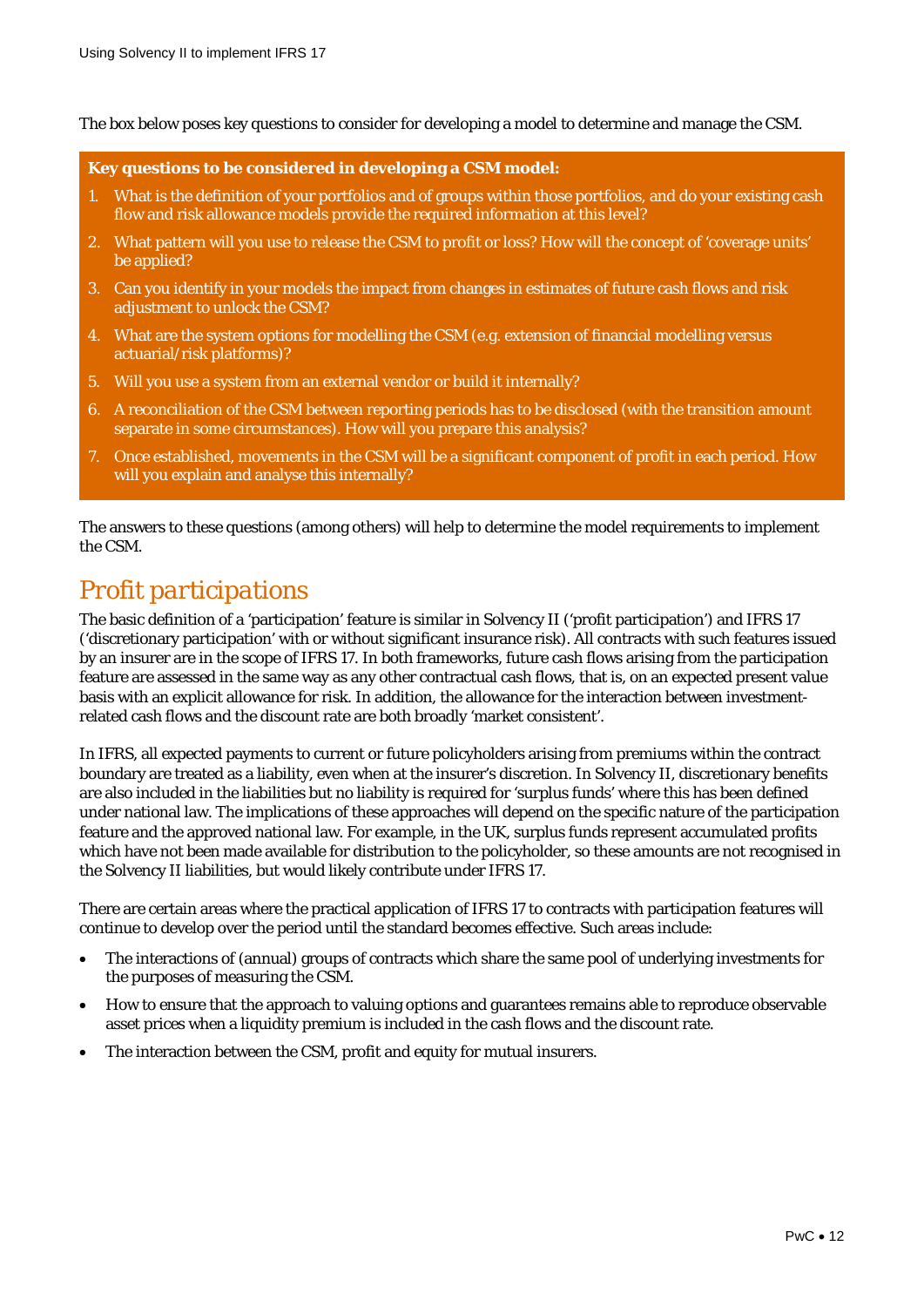The box below poses key questions to consider for developing a model to determine and manage the CSM.

**Key questions to be considered in developing a CSM model:**

1. What is the definition of your portfolios and of groups within those portfolios, and do your existing cash flow and risk allowance models provide the required information at this level?
2. What pattern will you use to release the CSM to profit or loss? How will the concept of 'coverage units' be applied?
3. Can you identify in your models the impact from changes in estimates of future cash flows and risk adjustment to unlock the CSM?
4. What are the system options for modelling the CSM (e.g. extension of financial modelling versus actuarial/risk platforms)?
5. Will you use a system from an external vendor or build it internally?
6. A reconciliation of the CSM between reporting periods has to be disclosed (with the transition amount separate in some circumstances). How will you prepare this analysis?
7. Once established, movements in the CSM will be a significant component of profit in each period. How will you explain and analyse this internally?

The answers to these questions (among others) will help to determine the model requirements to implement the CSM.

## *Profit participations*

The basic definition of a 'participation' feature is similar in Solvency II ('profit participation') and IFRS 17 ('discretionary participation' with or without significant insurance risk). All contracts with such features issued by an insurer are in the scope of IFRS 17. In both frameworks, future cash flows arising from the participation feature are assessed in the same way as any other contractual cash flows, that is, on an expected present value basis with an explicit allowance for risk. In addition, the allowance for the interaction between investment-related cash flows and the discount rate are both broadly 'market consistent'.

In IFRS, all expected payments to current or future policyholders arising from premiums within the contract boundary are treated as a liability, even when at the insurer's discretion. In Solvency II, discretionary benefits are also included in the liabilities but no liability is required for 'surplus funds' where this has been defined under national law. The implications of these approaches will depend on the specific nature of the participation feature and the approved national law. For example, in the UK, surplus funds represent accumulated profits which have not been made available for distribution to the policyholder, so these amounts are not recognised in the Solvency II liabilities, but would likely contribute under IFRS 17.

There are certain areas where the practical application of IFRS 17 to contracts with participation features will continue to develop over the period until the standard becomes effective. Such areas include:

- The interactions of (annual) groups of contracts which share the same pool of underlying investments for the purposes of measuring the CSM.
- How to ensure that the approach to valuing options and guarantees remains able to reproduce observable asset prices when a liquidity premium is included in the cash flows and the discount rate.
- The interaction between the CSM, profit and equity for mutual insurers.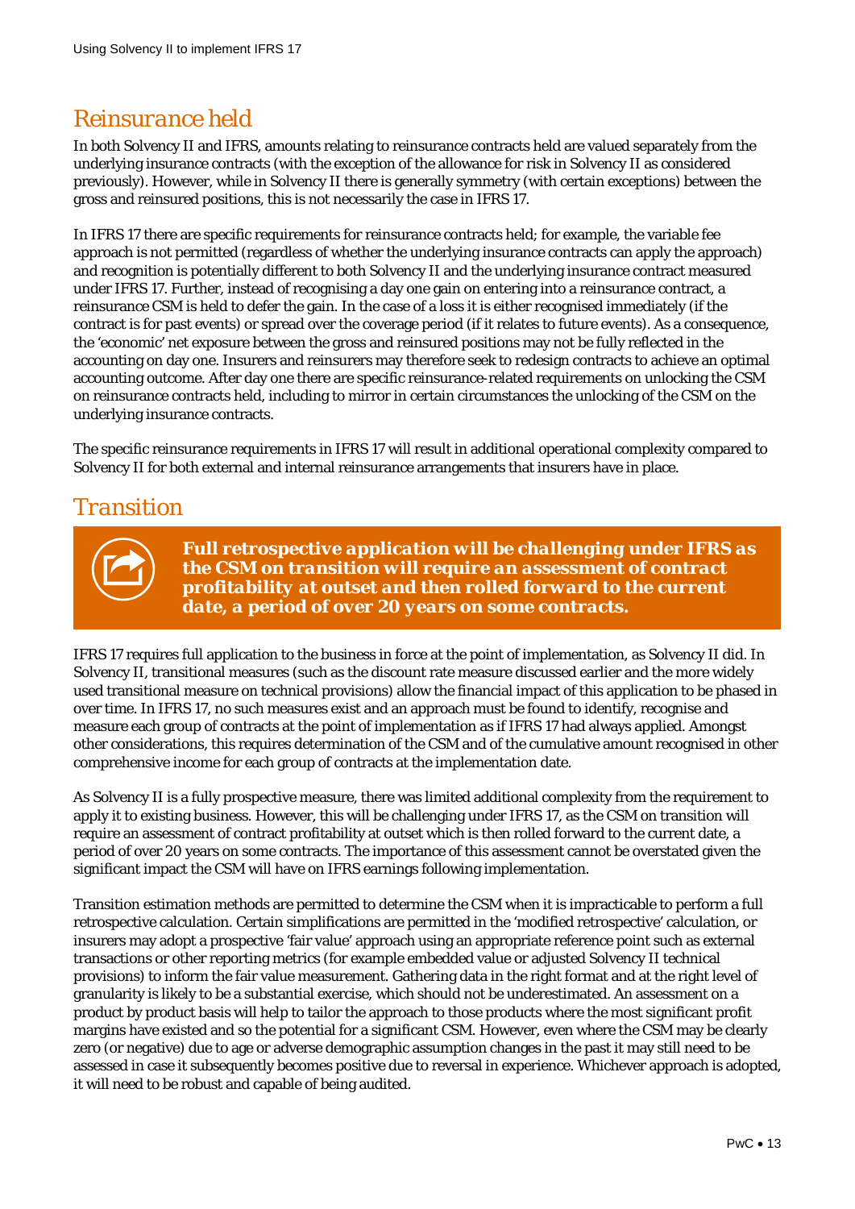## *Reinsurance held*

In both Solvency II and IFRS, amounts relating to reinsurance contracts held are valued separately from the underlying insurance contracts (with the exception of the allowance for risk in Solvency II as considered previously). However, while in Solvency II there is generally symmetry (with certain exceptions) between the gross and reinsured positions, this is not necessarily the case in IFRS 17.

In IFRS 17 there are specific requirements for reinsurance contracts held; for example, the variable fee approach is not permitted (regardless of whether the underlying insurance contracts can apply the approach) and recognition is potentially different to both Solvency II and the underlying insurance contract measured under IFRS 17. Further, instead of recognising a day one gain on entering into a reinsurance contract, a reinsurance CSM is held to defer the gain. In the case of a loss it is either recognised immediately (if the contract is for past events) or spread over the coverage period (if it relates to future events). As a consequence, the 'economic' net exposure between the gross and reinsured positions may not be fully reflected in the accounting on day one. Insurers and reinsurers may therefore seek to redesign contracts to achieve an optimal accounting outcome. After day one there are specific reinsurance-related requirements on unlocking the CSM on reinsurance contracts held, including to mirror in certain circumstances the unlocking of the CSM on the underlying insurance contracts.

The specific reinsurance requirements in IFRS 17 will result in additional operational complexity compared to Solvency II for both external and internal reinsurance arrangements that insurers have in place.

## *Transition*

***Full retrospective application will be challenging under IFRS as the CSM on transition will require an assessment of contract profitability at outset and then rolled forward to the current date, a period of over 20 years on some contracts.***

IFRS 17 requires full application to the business in force at the point of implementation, as Solvency II did. In Solvency II, transitional measures (such as the discount rate measure discussed earlier and the more widely used transitional measure on technical provisions) allow the financial impact of this application to be phased in over time. In IFRS 17, no such measures exist and an approach must be found to identify, recognise and measure each group of contracts at the point of implementation as if IFRS 17 had always applied. Amongst other considerations, this requires determination of the CSM and of the cumulative amount recognised in other comprehensive income for each group of contracts at the implementation date.

As Solvency II is a fully prospective measure, there was limited additional complexity from the requirement to apply it to existing business. However, this will be challenging under IFRS 17, as the CSM on transition will require an assessment of contract profitability at outset which is then rolled forward to the current date, a period of over 20 years on some contracts. The importance of this assessment cannot be overstated given the significant impact the CSM will have on IFRS earnings following implementation.

Transition estimation methods are permitted to determine the CSM when it is impracticable to perform a full retrospective calculation. Certain simplifications are permitted in the 'modified retrospective' calculation, or insurers may adopt a prospective 'fair value' approach using an appropriate reference point such as external transactions or other reporting metrics (for example embedded value or adjusted Solvency II technical provisions) to inform the fair value measurement. Gathering data in the right format and at the right level of granularity is likely to be a substantial exercise, which should not be underestimated. An assessment on a product by product basis will help to tailor the approach to those products where the most significant profit margins have existed and so the potential for a significant CSM. However, even where the CSM may be clearly zero (or negative) due to age or adverse demographic assumption changes in the past it may still need to be assessed in case it subsequently becomes positive due to reversal in experience. Whichever approach is adopted, it will need to be robust and capable of being audited.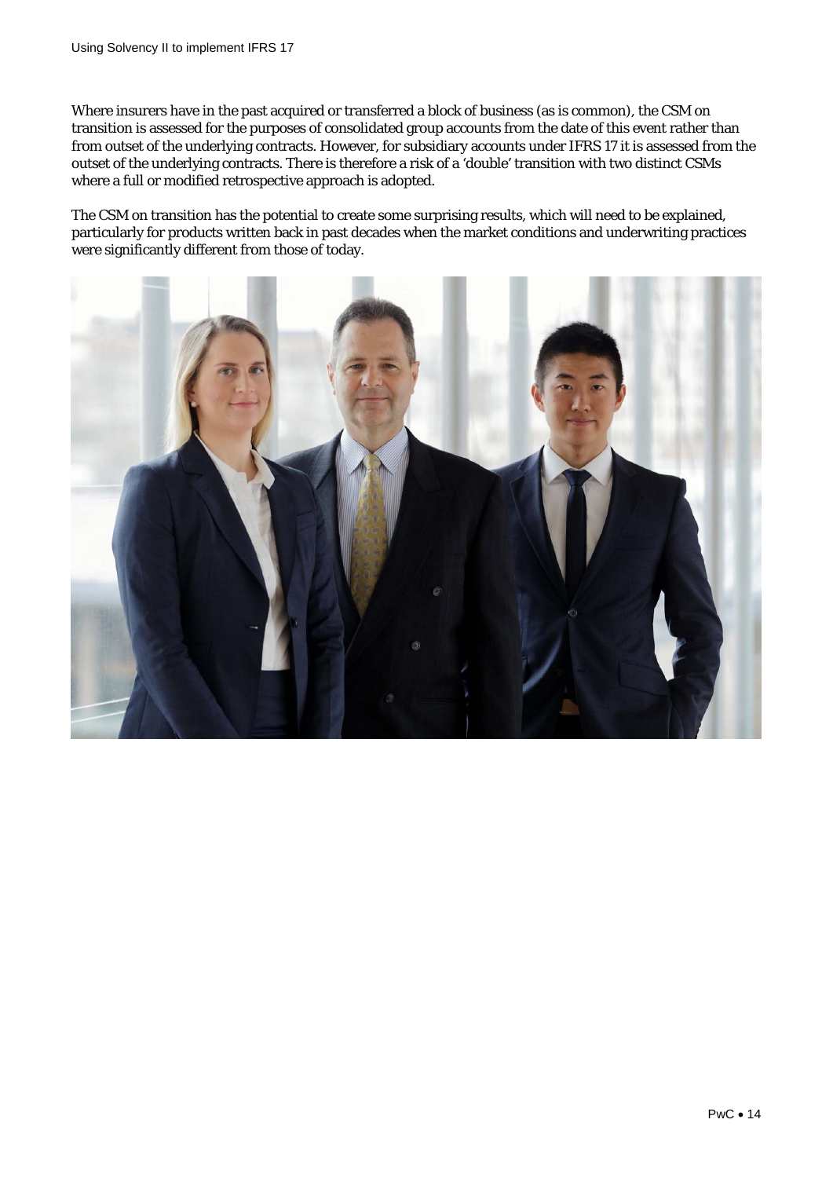Where insurers have in the past acquired or transferred a block of business (as is common), the CSM on transition is assessed for the purposes of consolidated group accounts from the date of this event rather than from outset of the underlying contracts. However, for subsidiary accounts under IFRS 17 it is assessed from the outset of the underlying contracts. There is therefore a risk of a 'double' transition with two distinct CSMs where a full or modified retrospective approach is adopted.

The CSM on transition has the potential to create some surprising results, which will need to be explained, particularly for products written back in past decades when the market conditions and underwriting practices were significantly different from those of today.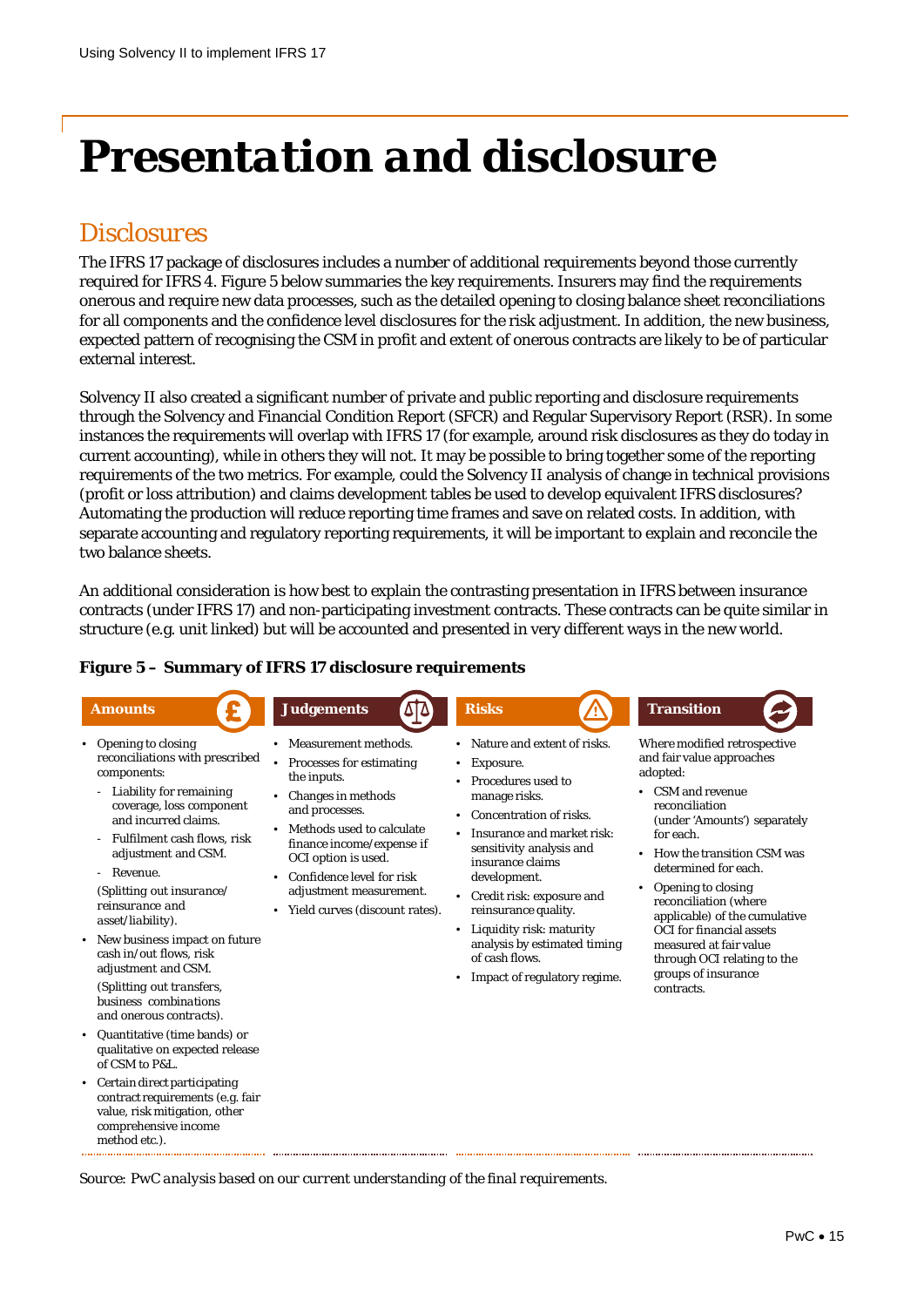# Presentation and disclosure

## Disclosures

The IFRS 17 package of disclosures includes a number of additional requirements beyond those currently required for IFRS 4. Figure 5 below summaries the key requirements. Insurers may find the requirements onerous and require new data processes, such as the detailed opening to closing balance sheet reconciliations for all components and the confidence level disclosures for the risk adjustment. In addition, the new business, expected pattern of recognising the CSM in profit and extent of onerous contracts are likely to be of particular external interest.

Solvency II also created a significant number of private and public reporting and disclosure requirements through the Solvency and Financial Condition Report (SFCR) and Regular Supervisory Report (RSR). In some instances the requirements will overlap with IFRS 17 (for example, around risk disclosures as they do today in current accounting), while in others they will not. It may be possible to bring together some of the reporting requirements of the two metrics. For example, could the Solvency II analysis of change in technical provisions (profit or loss attribution) and claims development tables be used to develop equivalent IFRS disclosures? Automating the production will reduce reporting time frames and save on related costs. In addition, with separate accounting and regulatory reporting requirements, it will be important to explain and reconcile the two balance sheets.

An additional consideration is how best to explain the contrasting presentation in IFRS between insurance contracts (under IFRS 17) and non-participating investment contracts. These contracts can be quite similar in structure (e.g. unit linked) but will be accounted and presented in very different ways in the new world.

**Figure 5 – Summary of IFRS 17 disclosure requirements**

**Amounts**

- Opening to closing reconciliations with prescribed components:
  - Liability for remaining coverage, loss component and incurred claims.
  - Fulfilment cash flows, risk adjustment and CSM.
  - Revenue.

  *(Splitting out insurance/ reinsurance and asset/liability).*
- New business impact on future cash in/out flows, risk adjustment and CSM.

  *(Splitting out transfers, business combinations and onerous contracts).*
- Quantitative (time bands) or qualitative on expected release of CSM to P&L.
- Certain direct participating contract requirements (e.g. fair value, risk mitigation, other comprehensive income method etc.).

**Judgements**

- Measurement methods.
- Processes for estimating the inputs.
- Changes in methods and processes.
- Methods used to calculate finance income/expense if OCI option is used.
- Confidence level for risk adjustment measurement.
- Yield curves (discount rates).

**Risks**

- Nature and extent of risks.
- Exposure.
- Procedures used to manage risks.
- Concentration of risks.
- Insurance and market risk: sensitivity analysis and insurance claims development.
- Credit risk: exposure and reinsurance quality.
- Liquidity risk: maturity analysis by estimated timing of cash flows.
- Impact of regulatory regime.

**Transition**

Where modified retrospective and fair value approaches adopted:

- CSM and revenue reconciliation (under 'Amounts') separately for each.
- How the transition CSM was determined for each.
- Opening to closing reconciliation (where applicable) of the cumulative OCI for financial assets measured at fair value through OCI relating to the groups of insurance contracts.

Source: *PwC analysis based on our current understanding of the final requirements.*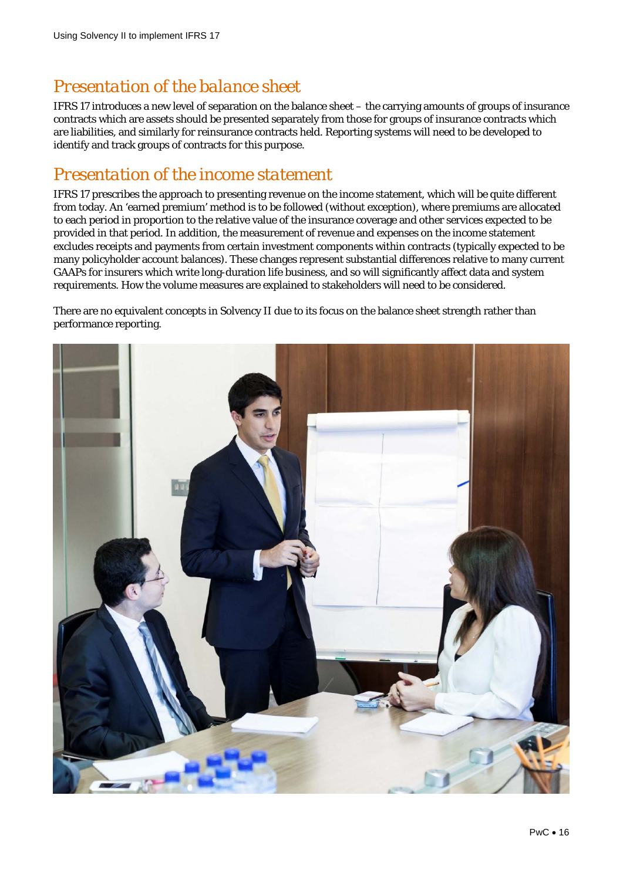## *Presentation of the balance sheet*

IFRS 17 introduces a new level of separation on the balance sheet – the carrying amounts of groups of insurance contracts which are assets should be presented separately from those for groups of insurance contracts which are liabilities, and similarly for reinsurance contracts held. Reporting systems will need to be developed to identify and track groups of contracts for this purpose.

## *Presentation of the income statement*

IFRS 17 prescribes the approach to presenting revenue on the income statement, which will be quite different from today. An 'earned premium' method is to be followed (without exception), where premiums are allocated to each period in proportion to the relative value of the insurance coverage and other services expected to be provided in that period. In addition, the measurement of revenue and expenses on the income statement excludes receipts and payments from certain investment components within contracts (typically expected to be many policyholder account balances). These changes represent substantial differences relative to many current GAAPs for insurers which write long-duration life business, and so will significantly affect data and system requirements. How the volume measures are explained to stakeholders will need to be considered.

There are no equivalent concepts in Solvency II due to its focus on the balance sheet strength rather than performance reporting.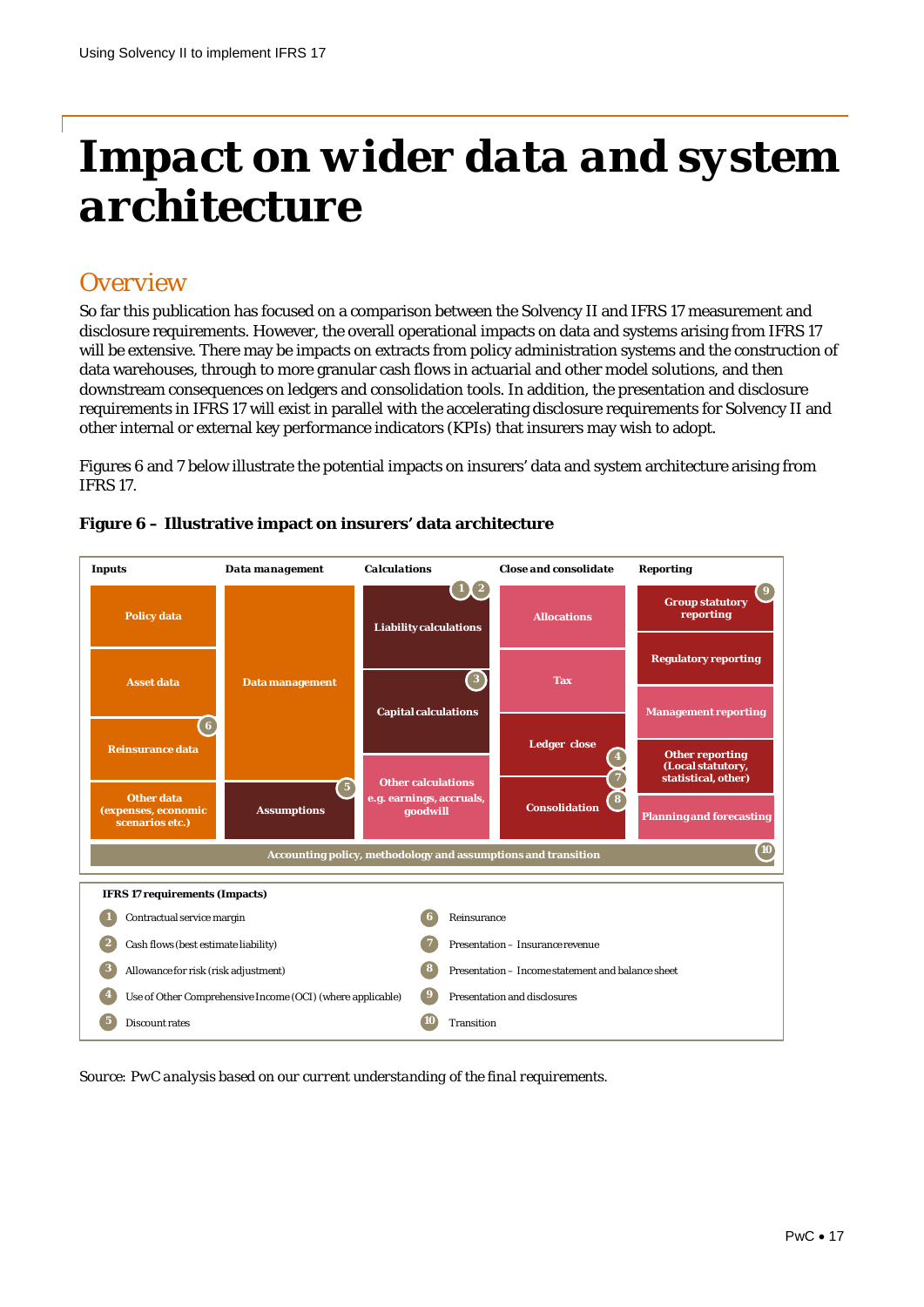# Impact on wider data and system architecture

## Overview

So far this publication has focused on a comparison between the Solvency II and IFRS 17 measurement and disclosure requirements. However, the overall operational impacts on data and systems arising from IFRS 17 will be extensive. There may be impacts on extracts from policy administration systems and the construction of data warehouses, through to more granular cash flows in actuarial and other model solutions, and then downstream consequences on ledgers and consolidation tools. In addition, the presentation and disclosure requirements in IFRS 17 will exist in parallel with the accelerating disclosure requirements for Solvency II and other internal or external key performance indicators (KPIs) that insurers may wish to adopt.

Figures 6 and 7 below illustrate the potential impacts on insurers' data and system architecture arising from IFRS 17.

**Figure 6 – Illustrative impact on insurers' data architecture**

| Inputs | Data management | Calculations | Close and consolidate | Reporting |
|---|---|---|---|---|
| Policy data | Data management | Liability calculations (1, 2) | Allocations | Group statutory reporting (9) |
| Asset data | | Capital calculations (3) | Tax | Regulatory reporting |
| Reinsurance data (6) | | Other calculations e.g. earnings, accruals, goodwill | Ledger close (4, 7) | Management reporting |
| Other data (expenses, economic scenarios etc.) | Assumptions (5) | | Consolidation (8) | Other reporting (Local statutory, statistical, other) |
| | | | | Planning and forecasting |

Accounting policy, methodology and assumptions and transition (10)

**IFRS 17 requirements (Impacts)**

1. Contractual service margin
2. Cash flows (best estimate liability)
3. Allowance for risk (risk adjustment)
4. Use of Other Comprehensive Income (OCI) (where applicable)
5. Discount rates
6. Reinsurance
7. Presentation – Insurance revenue
8. Presentation – Income statement and balance sheet
9. Presentation and disclosures
10. Transition

*Source: PwC analysis based on our current understanding of the final requirements.*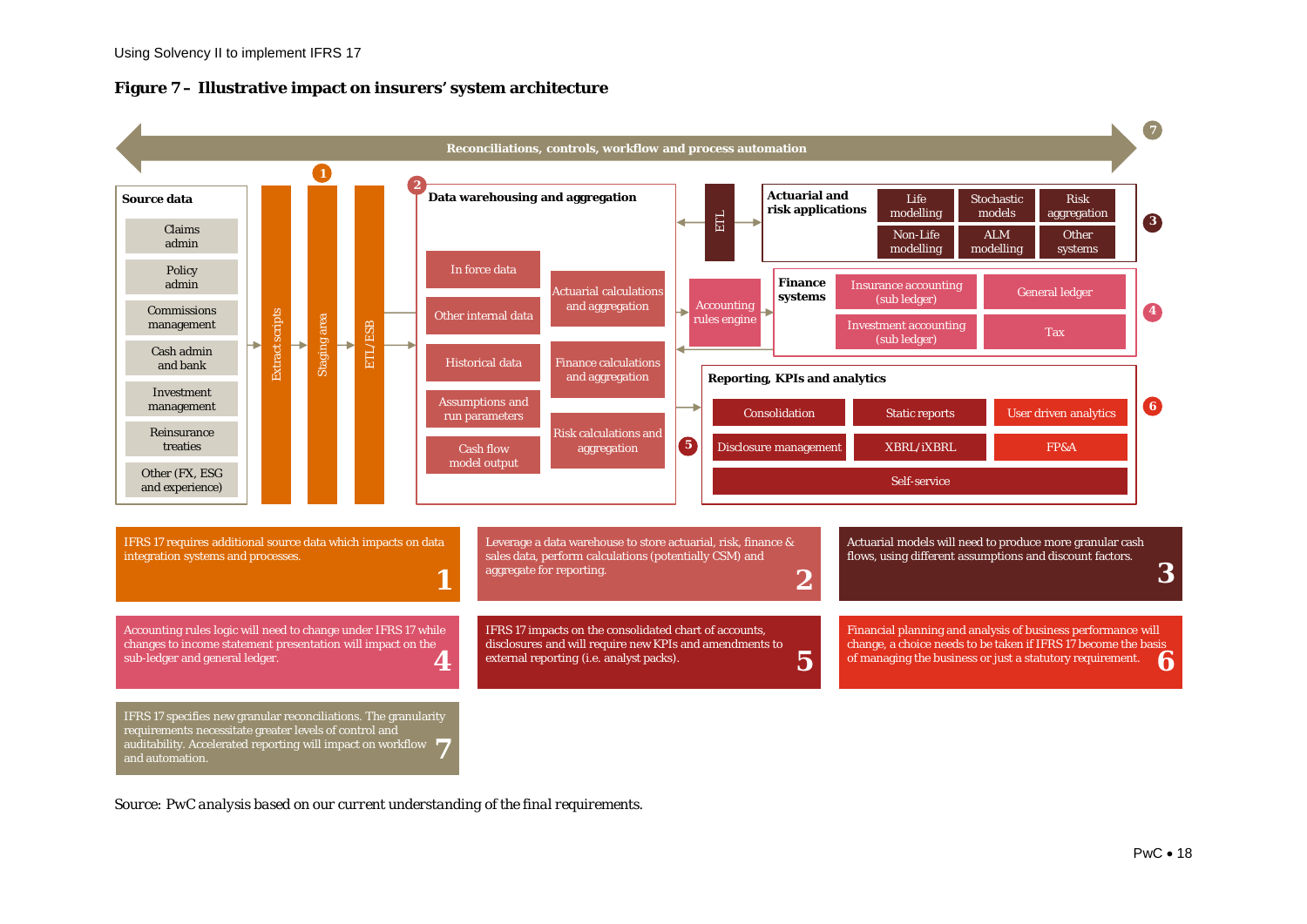## Figure 7 – Illustrative impact on insurers' system architecture

Reconciliations, controls, workflow and process automation (7)

**Source data**
- Claims admin
- Policy admin
- Commissions management
- Cash admin and bank
- Investment management
- Reinsurance treaties
- Other (FX, ESG and experience)

(1) Extract scripts → Staging area → ETL/ESB

(2) **Data warehousing and aggregation**
- In force data
- Other internal data
- Historical data
- Assumptions and run parameters
- Cash flow model output
- Actuarial calculations and aggregation
- Finance calculations and aggregation
- Risk calculations and aggregation

ETL

(3) **Actuarial and risk applications**
- Life modelling
- Stochastic models
- Risk aggregation
- Non-Life modelling
- ALM modelling
- Other systems

Accounting rules engine

(4) **Finance systems**
- Insurance accounting (sub ledger)
- General ledger
- Investment accounting (sub ledger)
- Tax

(5)

(6) **Reporting, KPIs and analytics**
- Consolidation
- Static reports
- User driven analytics
- Disclosure management
- XBRL/iXBRL
- FP&A
- Self-service

1. IFRS 17 requires additional source data which impacts on data integration systems and processes.
2. Leverage a data warehouse to store actuarial, risk, finance & sales data, perform calculations (potentially CSM) and aggregate for reporting.
3. Actuarial models will need to produce more granular cash flows, using different assumptions and discount factors.
4. Accounting rules logic will need to change under IFRS 17 while changes to income statement presentation will impact on the sub-ledger and general ledger.
5. IFRS 17 impacts on the consolidated chart of accounts, disclosures and will require new KPIs and amendments to external reporting (i.e. analyst packs).
6. Financial planning and analysis of business performance will change, a choice needs to be taken if IFRS 17 become the basis of managing the business or just a statutory requirement.
7. IFRS 17 specifies new granular reconciliations. The granularity requirements necessitate greater levels of control and auditability. Accelerated reporting will impact on workflow and automation.

Source: *PwC analysis based on our current understanding of the final requirements.*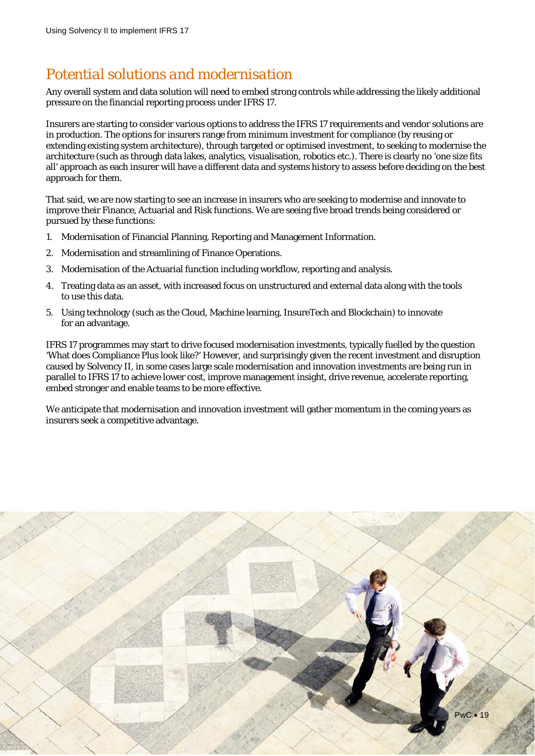## Potential solutions and modernisation

Any overall system and data solution will need to embed strong controls while addressing the likely additional pressure on the financial reporting process under IFRS 17.

Insurers are starting to consider various options to address the IFRS 17 requirements and vendor solutions are in production. The options for insurers range from minimum investment for compliance (by reusing or extending existing system architecture), through targeted or optimised investment, to seeking to modernise the architecture (such as through data lakes, analytics, visualisation, robotics etc.). There is clearly no 'one size fits all' approach as each insurer will have a different data and systems history to assess before deciding on the best approach for them.

That said, we are now starting to see an increase in insurers who are seeking to modernise and innovate to improve their Finance, Actuarial and Risk functions. We are seeing five broad trends being considered or pursued by these functions:

1. Modernisation of Financial Planning, Reporting and Management Information.
2. Modernisation and streamlining of Finance Operations.
3. Modernisation of the Actuarial function including workflow, reporting and analysis.
4. Treating data as an asset, with increased focus on unstructured and external data along with the tools to use this data.
5. Using technology (such as the Cloud, Machine learning, InsureTech and Blockchain) to innovate for an advantage.

IFRS 17 programmes may start to drive focused modernisation investments, typically fuelled by the question 'What does Compliance Plus look like?' However, and surprisingly given the recent investment and disruption caused by Solvency II, in some cases large scale modernisation and innovation investments are being run in parallel to IFRS 17 to achieve lower cost, improve management insight, drive revenue, accelerate reporting, embed stronger and enable teams to be more effective.

We anticipate that modernisation and innovation investment will gather momentum in the coming years as insurers seek a competitive advantage.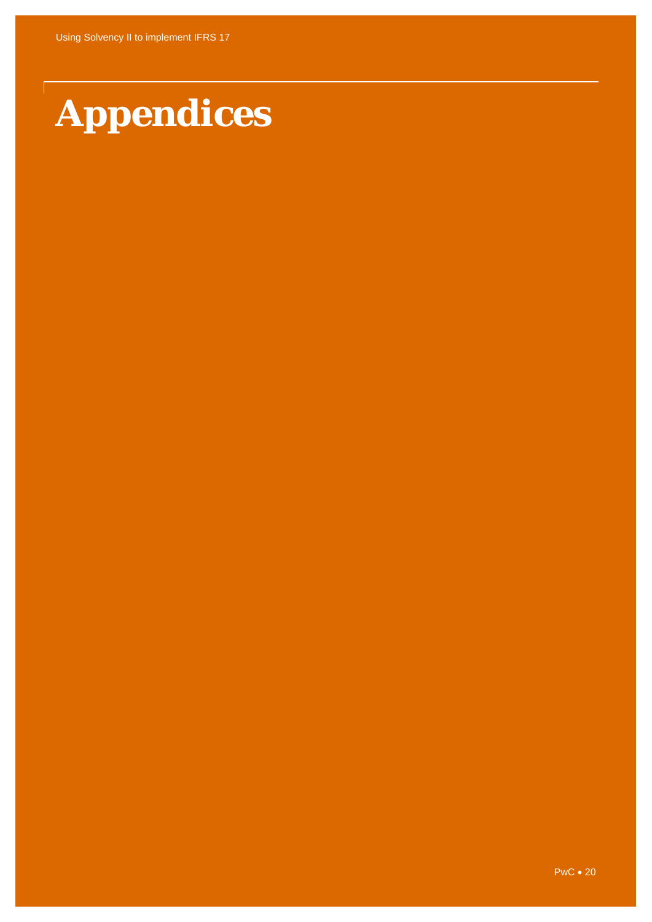# Appendices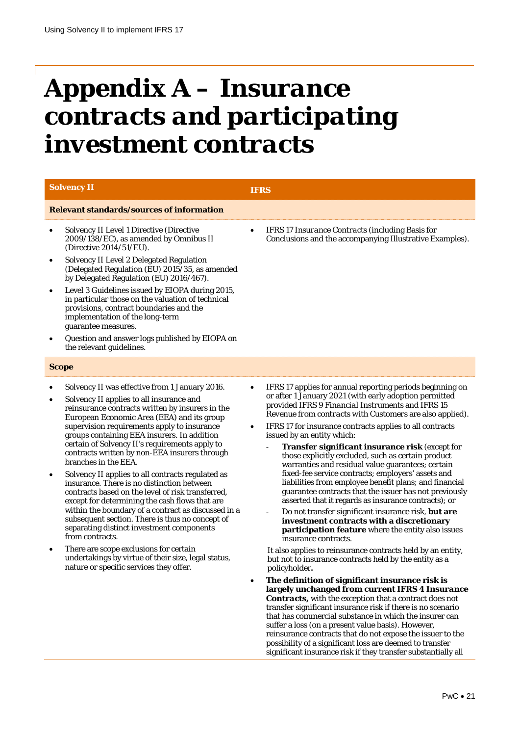# Appendix A – Insurance contracts and participating investment contracts

| Solvency II | IFRS |
|---|---|
| **Relevant standards/sources of information** | |
| • Solvency II Level 1 Directive (Directive 2009/138/EC), as amended by Omnibus II (Directive 2014/51/EU).<br>• Solvency II Level 2 Delegated Regulation (Delegated Regulation (EU) 2015/35, as amended by Delegated Regulation (EU) 2016/467).<br>• Level 3 Guidelines issued by EIOPA during 2015, in particular those on the valuation of technical provisions, contract boundaries and the implementation of the long-term guarantee measures.<br>• Question and answer logs published by EIOPA on the relevant guidelines. | • IFRS 17 *Insurance Contracts* (including Basis for Conclusions and the accompanying Illustrative Examples). |
| **Scope** | |
| • Solvency II was effective from 1 January 2016.<br>• Solvency II applies to all insurance and reinsurance contracts written by insurers in the European Economic Area (EEA) and its group supervision requirements apply to insurance groups containing EEA insurers. In addition certain of Solvency II's requirements apply to contracts written by non-EEA insurers through branches in the EEA.<br>• Solvency II applies to all contracts regulated as insurance. There is no distinction between contracts based on the level of risk transferred, except for determining the cash flows that are within the boundary of a contract as discussed in a subsequent section. There is thus no concept of separating distinct investment components from contracts.<br>• There are scope exclusions for certain undertakings by virtue of their size, legal status, nature or specific services they offer. | • IFRS 17 applies for annual reporting periods beginning on or after 1 January 2021 (with early adoption permitted provided IFRS 9 *Financial Instruments* and IFRS 15 *Revenue from contracts with Customers* are also applied).<br>• IFRS 17 for insurance contracts applies to all contracts issued by an entity which:<br>- **Transfer significant insurance risk** (except for those explicitly excluded, such as certain product warranties and residual value guarantees; certain fixed-fee service contracts; employers' assets and liabilities from employee benefit plans; and financial guarantee contracts that the issuer has not previously asserted that it regards as insurance contracts); or<br>- Do not transfer significant insurance risk, **but are investment contracts with a discretionary participation feature** where the entity also issues insurance contracts.<br>It also applies to reinsurance contracts held by an entity, but not to insurance contracts held by the entity as a policyholder**.**<br>• **The definition of significant insurance risk is largely unchanged from current IFRS 4 *Insurance Contracts*,** with the exception that a contract does not transfer significant insurance risk if there is no scenario that has commercial substance in which the insurer can suffer a loss (on a present value basis). However, reinsurance contracts that do not expose the issuer to the possibility of a significant loss are deemed to transfer significant insurance risk if they transfer substantially all |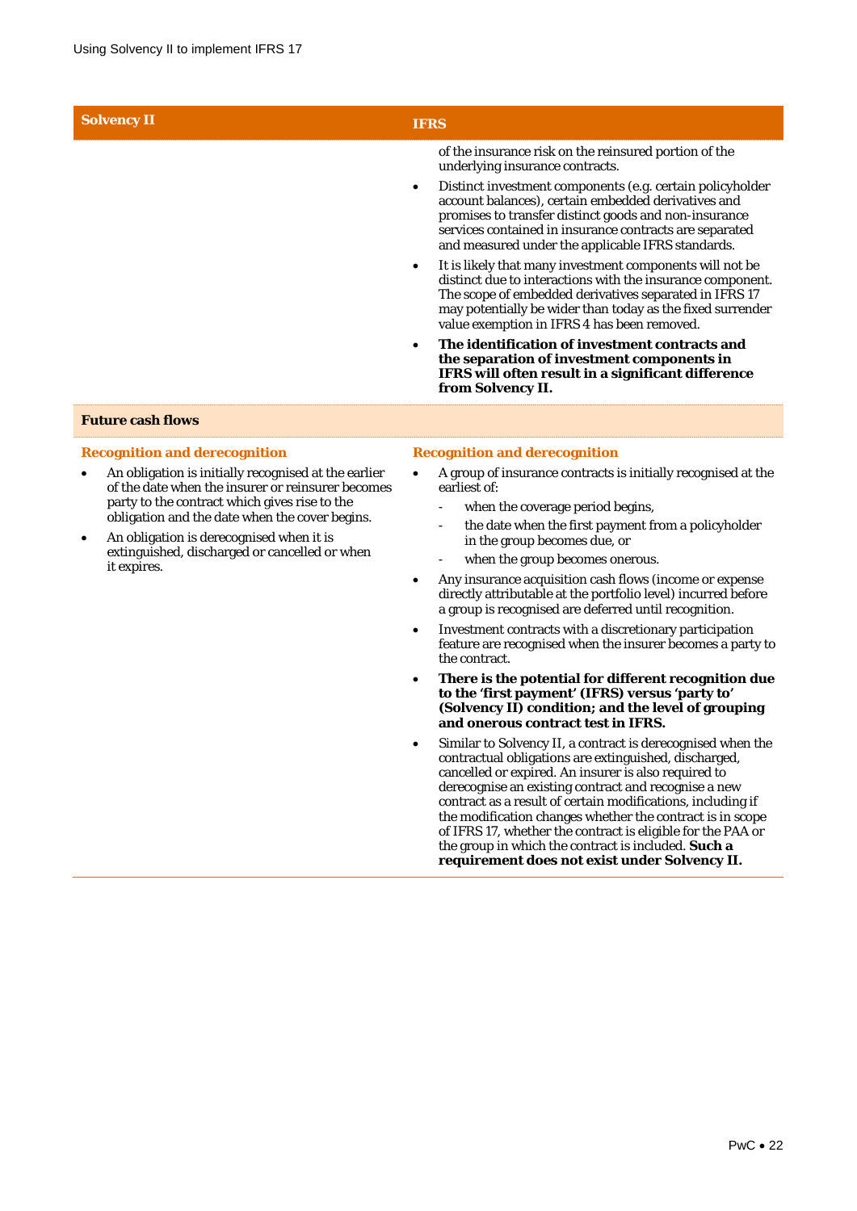| Solvency II | IFRS |
|---|---|
| | of the insurance risk on the reinsured portion of the underlying insurance contracts.<br>• Distinct investment components (e.g. certain policyholder account balances), certain embedded derivatives and promises to transfer distinct goods and non-insurance services contained in insurance contracts are separated and measured under the applicable IFRS standards.<br>• It is likely that many investment components will not be distinct due to interactions with the insurance component. The scope of embedded derivatives separated in IFRS 17 may potentially be wider than today as the fixed surrender value exemption in IFRS 4 has been removed.<br>• **The identification of investment contracts and the separation of investment components in IFRS will often result in a significant difference from Solvency II.** |
| **Future cash flows** | |
| **Recognition and derecognition**<br>• An obligation is initially recognised at the earlier of the date when the insurer or reinsurer becomes party to the contract which gives rise to the obligation and the date when the cover begins.<br>• An obligation is derecognised when it is extinguished, discharged or cancelled or when it expires. | **Recognition and derecognition**<br>• A group of insurance contracts is initially recognised at the earliest of:<br>- when the coverage period begins,<br>- the date when the first payment from a policyholder in the group becomes due, or<br>- when the group becomes onerous.<br>• Any insurance acquisition cash flows (income or expense directly attributable at the portfolio level) incurred before a group is recognised are deferred until recognition.<br>• Investment contracts with a discretionary participation feature are recognised when the insurer becomes a party to the contract.<br>• **There is the potential for different recognition due to the 'first payment' (IFRS) versus 'party to' (Solvency II) condition; and the level of grouping and onerous contract test in IFRS.**<br>• Similar to Solvency II, a contract is derecognised when the contractual obligations are extinguished, discharged, cancelled or expired. An insurer is also required to derecognise an existing contract and recognise a new contract as a result of certain modifications, including if the modification changes whether the contract is in scope of IFRS 17, whether the contract is eligible for the PAA or the group in which the contract is included. **Such a requirement does not exist under Solvency II.** |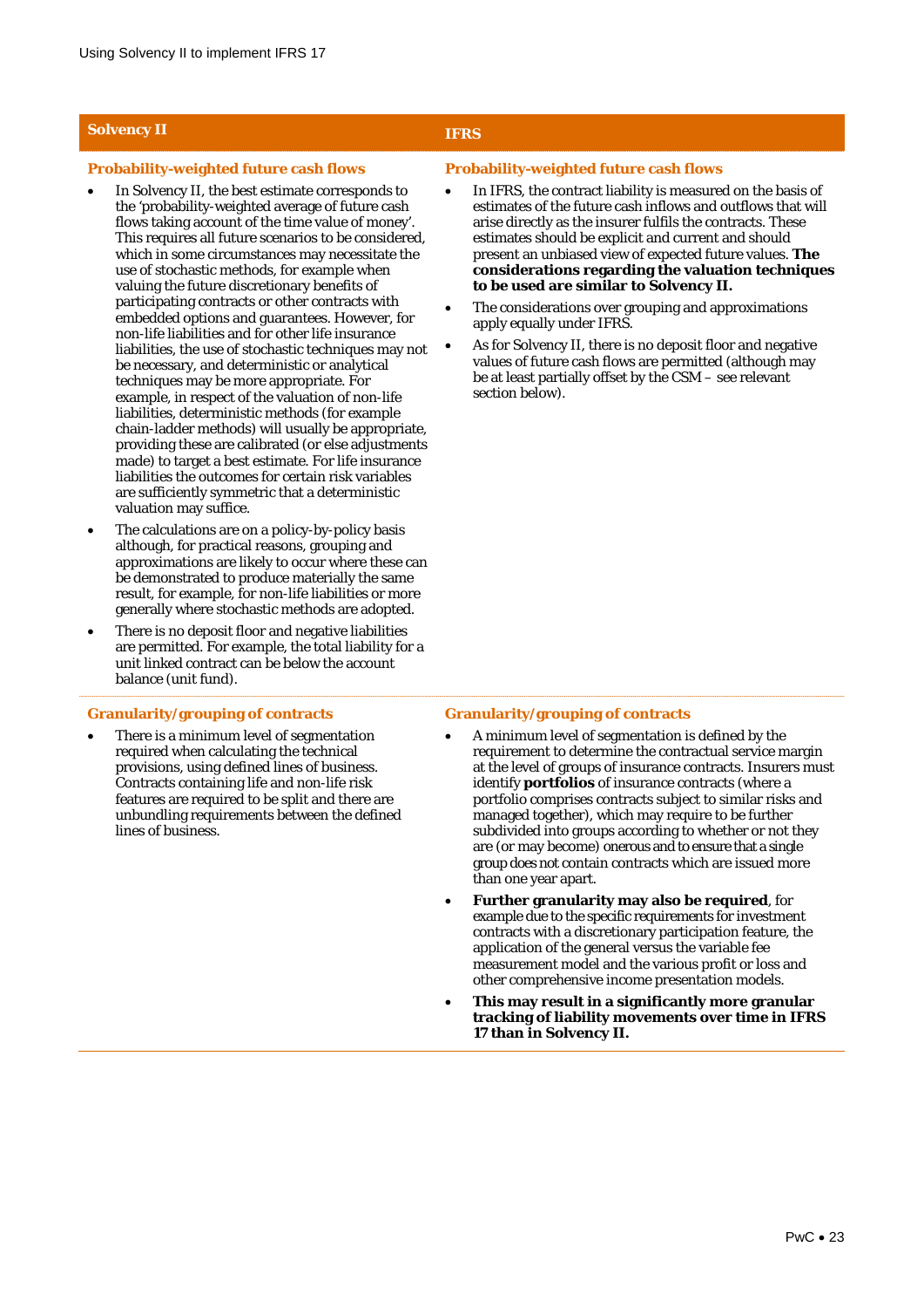| Solvency II | IFRS |
|---|---|
| **Probability-weighted future cash flows** | **Probability-weighted future cash flows** |
| • In Solvency II, the best estimate corresponds to the 'probability-weighted average of future cash flows taking account of the time value of money'. This requires all future scenarios to be considered, which in some circumstances may necessitate the use of stochastic methods, for example when valuing the future discretionary benefits of participating contracts or other contracts with embedded options and guarantees. However, for non-life liabilities and for other life insurance liabilities, the use of stochastic techniques may not be necessary, and deterministic or analytical techniques may be more appropriate. For example, in respect of the valuation of non-life liabilities, deterministic methods (for example chain-ladder methods) will usually be appropriate, providing these are calibrated (or else adjustments made) to target a best estimate. For life insurance liabilities the outcomes for certain risk variables are sufficiently symmetric that a deterministic valuation may suffice.<br>• The calculations are on a policy-by-policy basis although, for practical reasons, grouping and approximations are likely to occur where these can be demonstrated to produce materially the same result, for example, for non-life liabilities or more generally where stochastic methods are adopted.<br>• There is no deposit floor and negative liabilities are permitted. For example, the total liability for a unit linked contract can be below the account balance (unit fund). | • In IFRS, the contract liability is measured on the basis of estimates of the future cash inflows and outflows that will arise directly as the insurer fulfils the contracts. These estimates should be explicit and current and should present an unbiased view of expected future values. **The considerations regarding the valuation techniques to be used are similar to Solvency II.**<br>• The considerations over grouping and approximations apply equally under IFRS.<br>• As for Solvency II, there is no deposit floor and negative values of future cash flows are permitted (although may be at least partially offset by the CSM – see relevant section below). |
| **Granularity/grouping of contracts** | **Granularity/grouping of contracts** |
| • There is a minimum level of segmentation required when calculating the technical provisions, using defined lines of business. Contracts containing life and non-life risk features are required to be split and there are unbundling requirements between the defined lines of business. | • A minimum level of segmentation is defined by the requirement to determine the contractual service margin at the level of groups of insurance contracts. Insurers must identify **portfolios** of insurance contracts (where a portfolio comprises contracts subject to similar risks and managed together), which may require to be further subdivided into groups according to whether or not they are (or may become) onerous and to ensure that a single group does not contain contracts which are issued more than one year apart.<br>• **Further granularity may also be required**, for example due to the specific requirements for investment contracts with a discretionary participation feature, the application of the general versus the variable fee measurement model and the various profit or loss and other comprehensive income presentation models.<br>• **This may result in a significantly more granular tracking of liability movements over time in IFRS 17 than in Solvency II.** |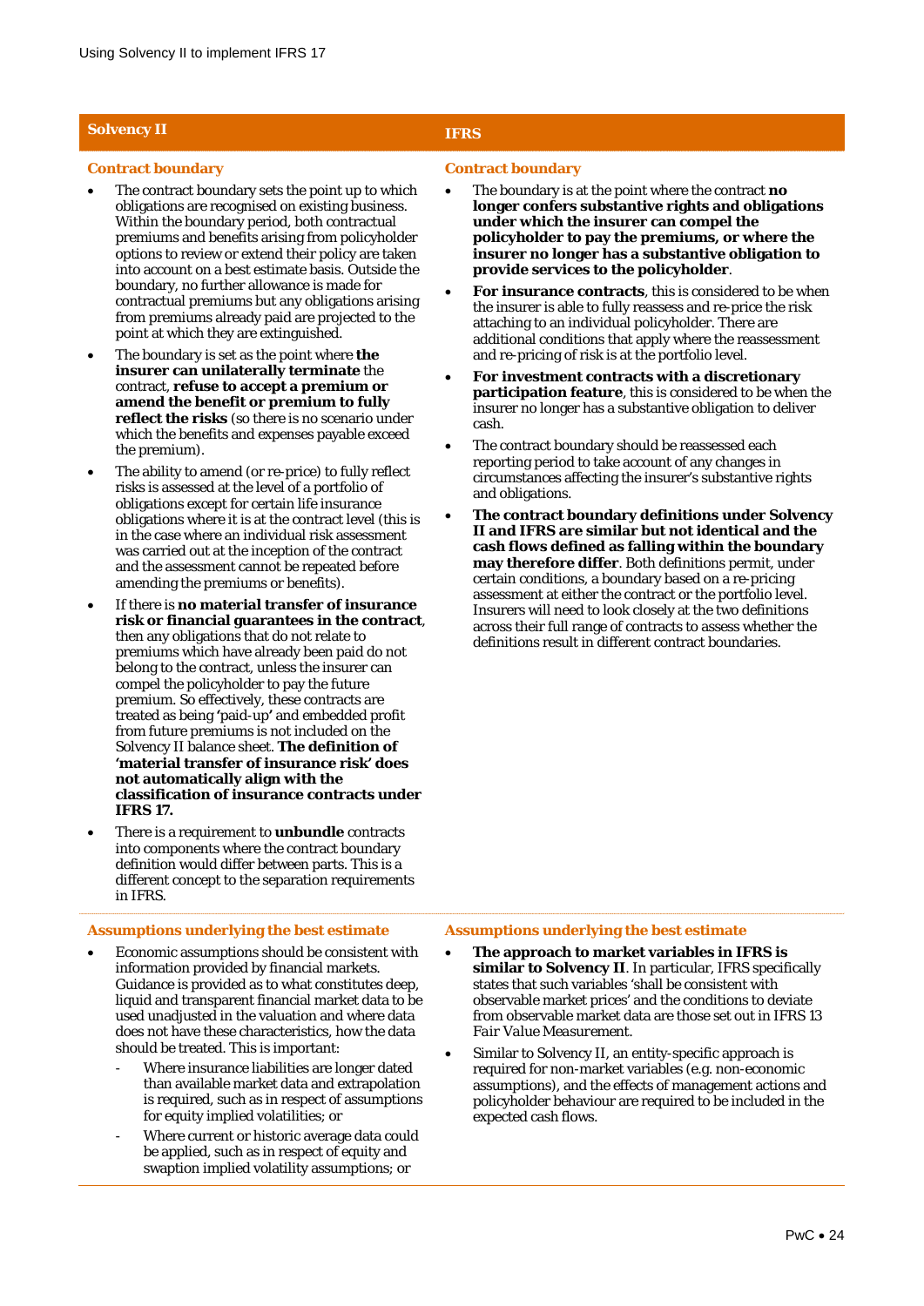| Solvency II | IFRS |
|---|---|
| **Contract boundary** | **Contract boundary** |
| • The contract boundary sets the point up to which obligations are recognised on existing business. Within the boundary period, both contractual premiums and benefits arising from policyholder options to review or extend their policy are taken into account on a best estimate basis. Outside the boundary, no further allowance is made for contractual premiums but any obligations arising from premiums already paid are projected to the point at which they are extinguished.<br>• The boundary is set as the point where **the insurer can unilaterally terminate** the contract, **refuse to accept a premium or amend the benefit or premium to fully reflect the risks** (so there is no scenario under which the benefits and expenses payable exceed the premium).<br>• The ability to amend (or re-price) to fully reflect risks is assessed at the level of a portfolio of obligations except for certain life insurance obligations where it is at the contract level (this is in the case where an individual risk assessment was carried out at the inception of the contract and the assessment cannot be repeated before amending the premiums or benefits).<br>• If there is **no material transfer of insurance risk or financial guarantees in the contract**, then any obligations that do not relate to premiums which have already been paid do not belong to the contract, unless the insurer can compel the policyholder to pay the future premium. So effectively, these contracts are treated as being 'paid-up' and embedded profit from future premiums is not included on the Solvency II balance sheet. **The definition of 'material transfer of insurance risk' does not automatically align with the classification of insurance contracts under IFRS 17.**<br>• There is a requirement to **unbundle** contracts into components where the contract boundary definition would differ between parts. This is a different concept to the separation requirements in IFRS. | • The boundary is at the point where the contract **no longer confers substantive rights and obligations under which the insurer can compel the policyholder to pay the premiums, or where the insurer no longer has a substantive obligation to provide services to the policyholder**.<br>• **For insurance contracts**, this is considered to be when the insurer is able to fully reassess and re-price the risk attaching to an individual policyholder. There are additional conditions that apply where the reassessment and re-pricing of risk is at the portfolio level.<br>• **For investment contracts with a discretionary participation feature**, this is considered to be when the insurer no longer has a substantive obligation to deliver cash.<br>• The contract boundary should be reassessed each reporting period to take account of any changes in circumstances affecting the insurer's substantive rights and obligations.<br>• **The contract boundary definitions under Solvency II and IFRS are similar but not identical and the cash flows defined as falling within the boundary may therefore differ**. Both definitions permit, under certain conditions, a boundary based on a re-pricing assessment at either the contract or the portfolio level. Insurers will need to look closely at the two definitions across their full range of contracts to assess whether the definitions result in different contract boundaries. |
| **Assumptions underlying the best estimate** | **Assumptions underlying the best estimate** |
| • Economic assumptions should be consistent with information provided by financial markets. Guidance is provided as to what constitutes deep, liquid and transparent financial market data to be used unadjusted in the valuation and where data does not have these characteristics, how the data should be treated. This is important:<br>&nbsp;&nbsp;- Where insurance liabilities are longer dated than available market data and extrapolation is required, such as in respect of assumptions for equity implied volatilities; or<br>&nbsp;&nbsp;- Where current or historic average data could be applied, such as in respect of equity and swaption implied volatility assumptions; or | • **The approach to market variables in IFRS is similar to Solvency II**. In particular, IFRS specifically states that such variables 'shall be consistent with observable market prices' and the conditions to deviate from observable market data are those set out in IFRS 13 Fair Value Measurement.<br>• Similar to Solvency II, an entity-specific approach is required for non-market variables (e.g. non-economic assumptions), and the effects of management actions and policyholder behaviour are required to be included in the expected cash flows. |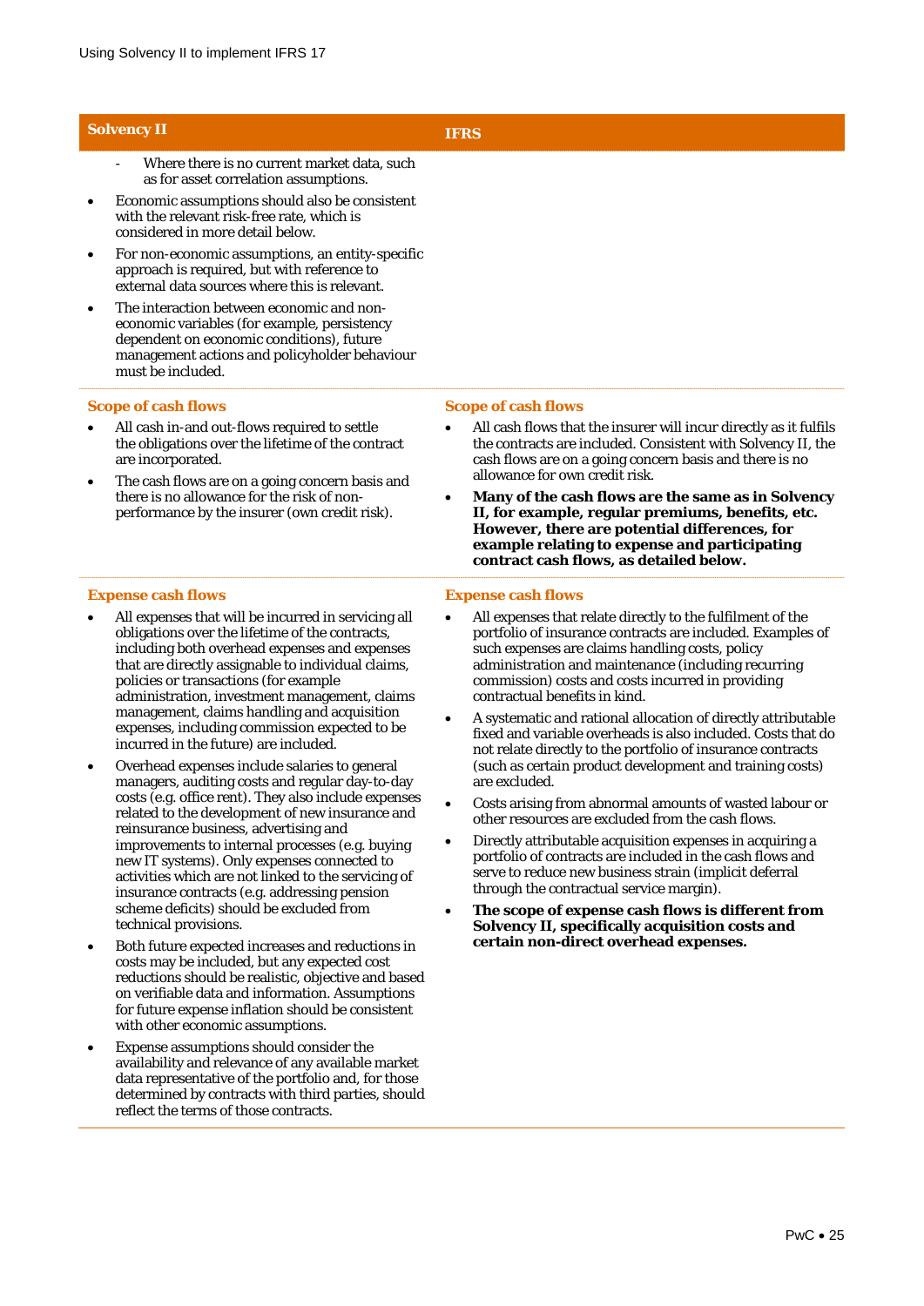| Solvency II | IFRS |
|---|---|
| - Where there is no current market data, such as for asset correlation assumptions.<br>• Economic assumptions should also be consistent with the relevant risk-free rate, which is considered in more detail below.<br>• For non-economic assumptions, an entity-specific approach is required, but with reference to external data sources where this is relevant.<br>• The interaction between economic and non-economic variables (for example, persistency dependent on economic conditions), future management actions and policyholder behaviour must be included. | |
| **Scope of cash flows**<br>• All cash in-and out-flows required to settle the obligations over the lifetime of the contract are incorporated.<br>• The cash flows are on a going concern basis and there is no allowance for the risk of non-performance by the insurer (own credit risk). | **Scope of cash flows**<br>• All cash flows that the insurer will incur directly as it fulfils the contracts are included. Consistent with Solvency II, the cash flows are on a going concern basis and there is no allowance for own credit risk.<br>• **Many of the cash flows are the same as in Solvency II, for example, regular premiums, benefits, etc. However, there are potential differences, for example relating to expense and participating contract cash flows, as detailed below.** |
| **Expense cash flows**<br>• All expenses that will be incurred in servicing all obligations over the lifetime of the contracts, including both overhead expenses and expenses that are directly assignable to individual claims, policies or transactions (for example administration, investment management, claims management, claims handling and acquisition expenses, including commission expected to be incurred in the future) are included.<br>• Overhead expenses include salaries to general managers, auditing costs and regular day-to-day costs (e.g. office rent). They also include expenses related to the development of new insurance and reinsurance business, advertising and improvements to internal processes (e.g. buying new IT systems). Only expenses connected to activities which are not linked to the servicing of insurance contracts (e.g. addressing pension scheme deficits) should be excluded from technical provisions.<br>• Both future expected increases and reductions in costs may be included, but any expected cost reductions should be realistic, objective and based on verifiable data and information. Assumptions for future expense inflation should be consistent with other economic assumptions.<br>• Expense assumptions should consider the availability and relevance of any available market data representative of the portfolio and, for those determined by contracts with third parties, should reflect the terms of those contracts. | **Expense cash flows**<br>• All expenses that relate directly to the fulfilment of the portfolio of insurance contracts are included. Examples of such expenses are claims handling costs, policy administration and maintenance (including recurring commission) costs and costs incurred in providing contractual benefits in kind.<br>• A systematic and rational allocation of directly attributable fixed and variable overheads is also included. Costs that do not relate directly to the portfolio of insurance contracts (such as certain product development and training costs) are excluded.<br>• Costs arising from abnormal amounts of wasted labour or other resources are excluded from the cash flows.<br>• Directly attributable acquisition expenses in acquiring a portfolio of contracts are included in the cash flows and serve to reduce new business strain (implicit deferral through the contractual service margin).<br>• **The scope of expense cash flows is different from Solvency II, specifically acquisition costs and certain non-direct overhead expenses.** |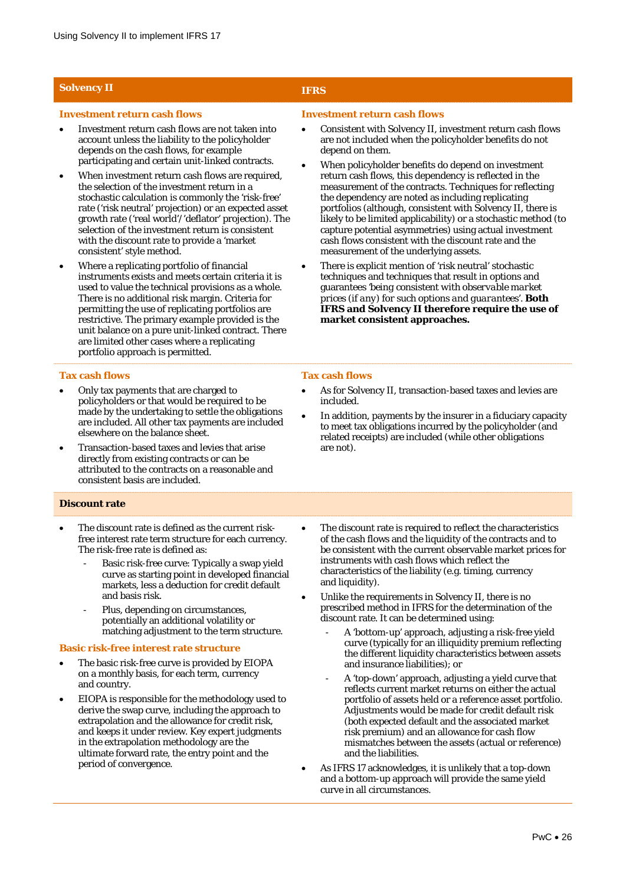| Solvency II | IFRS |
|---|---|

### Investment return cash flows

**Solvency II**

- Investment return cash flows are not taken into account unless the liability to the policyholder depends on the cash flows, for example participating and certain unit-linked contracts.
- When investment return cash flows are required, the selection of the investment return in a stochastic calculation is commonly the 'risk-free' rate ('risk neutral' projection) or an expected asset growth rate ('real world'/'deflator' projection). The selection of the investment return is consistent with the discount rate to provide a 'market consistent' style method.
- Where a replicating portfolio of financial instruments exists and meets certain criteria it is used to value the technical provisions as a whole. There is no additional risk margin. Criteria for permitting the use of replicating portfolios are restrictive. The primary example provided is the unit balance on a pure unit-linked contract. There are limited other cases where a replicating portfolio approach is permitted.

**IFRS**

- Consistent with Solvency II, investment return cash flows are not included when the policyholder benefits do not depend on them.
- When policyholder benefits do depend on investment return cash flows, this dependency is reflected in the measurement of the contracts. Techniques for reflecting the dependency are noted as including replicating portfolios (although, consistent with Solvency II, there is likely to be limited applicability) or a stochastic method (to capture potential asymmetries) using actual investment cash flows consistent with the discount rate and the measurement of the underlying assets.
- There is explicit mention of 'risk neutral' stochastic techniques and techniques that result in options and guarantees 'being consistent with observable market prices (if any) for such options and guarantees'. **Both IFRS and Solvency II therefore require the use of market consistent approaches.**

### Tax cash flows

**Solvency II**

- Only tax payments that are charged to policyholders or that would be required to be made by the undertaking to settle the obligations are included. All other tax payments are included elsewhere on the balance sheet.
- Transaction-based taxes and levies that arise directly from existing contracts or can be attributed to the contracts on a reasonable and consistent basis are included.

**IFRS**

- As for Solvency II, transaction-based taxes and levies are included.
- In addition, payments by the insurer in a fiduciary capacity to meet tax obligations incurred by the policyholder (and related receipts) are included (while other obligations are not).

### Discount rate

**Solvency II**

- The discount rate is defined as the current risk-free interest rate term structure for each currency. The risk-free rate is defined as:
  - Basic risk-free curve: Typically a swap yield curve as starting point in developed financial markets, less a deduction for credit default and basis risk.
  - Plus, depending on circumstances, potentially an additional volatility or matching adjustment to the term structure.

#### Basic risk-free interest rate structure

- The basic risk-free curve is provided by EIOPA on a monthly basis, for each term, currency and country.
- EIOPA is responsible for the methodology used to derive the swap curve, including the approach to extrapolation and the allowance for credit risk, and keeps it under review. Key expert judgments in the extrapolation methodology are the ultimate forward rate, the entry point and the period of convergence.

**IFRS**

- The discount rate is required to reflect the characteristics of the cash flows and the liquidity of the contracts and to be consistent with the current observable market prices for instruments with cash flows which reflect the characteristics of the liability (e.g. timing, currency and liquidity).
- Unlike the requirements in Solvency II, there is no prescribed method in IFRS for the determination of the discount rate. It can be determined using:
  - A 'bottom-up' approach, adjusting a risk-free yield curve (typically for an illiquidity premium reflecting the different liquidity characteristics between assets and insurance liabilities); or
  - A 'top-down' approach, adjusting a yield curve that reflects current market returns on either the actual portfolio of assets held or a reference asset portfolio. Adjustments would be made for credit default risk (both expected default and the associated market risk premium) and an allowance for cash flow mismatches between the assets (actual or reference) and the liabilities.
- As IFRS 17 acknowledges, it is unlikely that a top-down and a bottom-up approach will provide the same yield curve in all circumstances.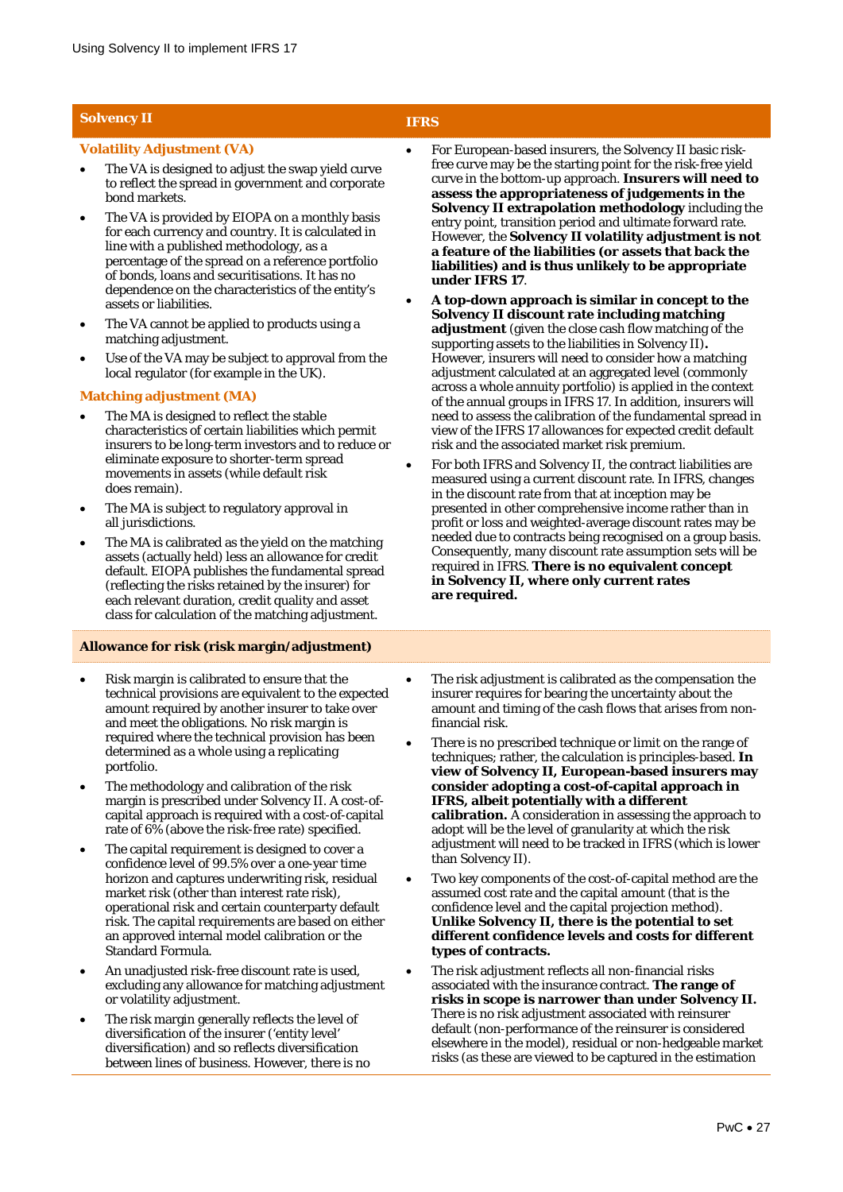| Solvency II | IFRS |
|---|---|
| **Volatility Adjustment (VA)**<br>• The VA is designed to adjust the swap yield curve to reflect the spread in government and corporate bond markets.<br>• The VA is provided by EIOPA on a monthly basis for each currency and country. It is calculated in line with a published methodology, as a percentage of the spread on a reference portfolio of bonds, loans and securitisations. It has no dependence on the characteristics of the entity's assets or liabilities.<br>• The VA cannot be applied to products using a matching adjustment.<br>• Use of the VA may be subject to approval from the local regulator (for example in the UK).<br>**Matching adjustment (MA)**<br>• The MA is designed to reflect the stable characteristics of certain liabilities which permit insurers to be long-term investors and to reduce or eliminate exposure to shorter-term spread movements in assets (while default risk does remain).<br>• The MA is subject to regulatory approval in all jurisdictions.<br>• The MA is calibrated as the yield on the matching assets (actually held) less an allowance for credit default. EIOPA publishes the fundamental spread (reflecting the risks retained by the insurer) for each relevant duration, credit quality and asset class for calculation of the matching adjustment. | • For European-based insurers, the Solvency II basic risk-free curve may be the starting point for the risk-free yield curve in the bottom-up approach. **Insurers will need to assess the appropriateness of judgements in the Solvency II extrapolation methodology** including the entry point, transition period and ultimate forward rate. However, the **Solvency II volatility adjustment is not a feature of the liabilities (or assets that back the liabilities) and is thus unlikely to be appropriate under IFRS 17**.<br>• **A top-down approach is similar in concept to the Solvency II discount rate including matching adjustment** (given the close cash flow matching of the supporting assets to the liabilities in Solvency II)**.** However, insurers will need to consider how a matching adjustment calculated at an aggregated level (commonly across a whole annuity portfolio) is applied in the context of the annual groups in IFRS 17. In addition, insurers will need to assess the calibration of the fundamental spread in view of the IFRS 17 allowances for expected credit default risk and the associated market risk premium.<br>• For both IFRS and Solvency II, the contract liabilities are measured using a current discount rate. In IFRS, changes in the discount rate from that at inception may be presented in other comprehensive income rather than in profit or loss and weighted-average discount rates may be needed due to contracts being recognised on a group basis. Consequently, many discount rate assumption sets will be required in IFRS. **There is no equivalent concept in Solvency II, where only current rates are required.** |
| **Allowance for risk (risk margin/adjustment)** | |
| • Risk margin is calibrated to ensure that the technical provisions are equivalent to the expected amount required by another insurer to take over and meet the obligations. No risk margin is required where the technical provision has been determined as a whole using a replicating portfolio.<br>• The methodology and calibration of the risk margin is prescribed under Solvency II. A cost-of-capital approach is required with a cost-of-capital rate of 6% (above the risk-free rate) specified.<br>• The capital requirement is designed to cover a confidence level of 99.5% over a one-year time horizon and captures underwriting risk, residual market risk (other than interest rate risk), operational risk and certain counterparty default risk. The capital requirements are based on either an approved internal model calibration or the Standard Formula.<br>• An unadjusted risk-free discount rate is used, excluding any allowance for matching adjustment or volatility adjustment.<br>• The risk margin generally reflects the level of diversification of the insurer ('entity level' diversification) and so reflects diversification between lines of business. However, there is no | • The risk adjustment is calibrated as the compensation the insurer requires for bearing the uncertainty about the amount and timing of the cash flows that arises from non-financial risk.<br>• There is no prescribed technique or limit on the range of techniques; rather, the calculation is principles-based. **In view of Solvency II, European-based insurers may consider adopting a cost-of-capital approach in IFRS, albeit potentially with a different calibration.** A consideration in assessing the approach to adopt will be the level of granularity at which the risk adjustment will need to be tracked in IFRS (which is lower than Solvency II).<br>• Two key components of the cost-of-capital method are the assumed cost rate and the capital amount (that is the confidence level and the capital projection method). **Unlike Solvency II, there is the potential to set different confidence levels and costs for different types of contracts.**<br>• The risk adjustment reflects all non-financial risks associated with the insurance contract. **The range of risks in scope is narrower than under Solvency II.** There is no risk adjustment associated with reinsurer default (non-performance of the reinsurer is considered elsewhere in the model), residual or non-hedgeable market risks (as these are viewed to be captured in the estimation |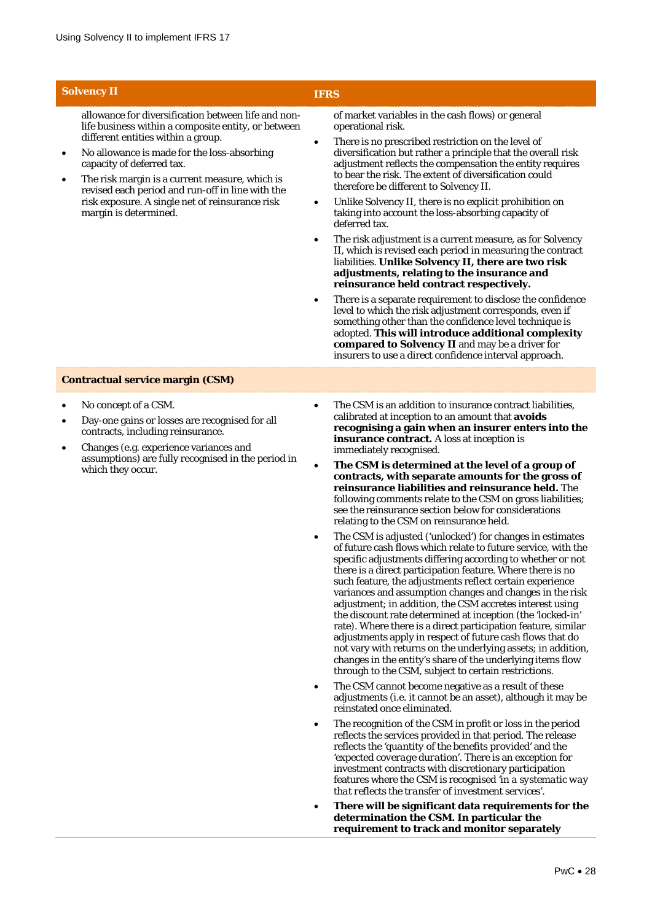| Solvency II | IFRS |
|---|---|
| allowance for diversification between life and non-life business within a composite entity, or between different entities within a group.<br>• No allowance is made for the loss-absorbing capacity of deferred tax.<br>• The risk margin is a current measure, which is revised each period and run-off in line with the risk exposure. A single net of reinsurance risk margin is determined. | of market variables in the cash flows) or general operational risk.<br>• There is no prescribed restriction on the level of diversification but rather a principle that the overall risk adjustment reflects the compensation the entity requires to bear the risk. The extent of diversification could therefore be different to Solvency II.<br>• Unlike Solvency II, there is no explicit prohibition on taking into account the loss-absorbing capacity of deferred tax.<br>• The risk adjustment is a current measure, as for Solvency II, which is revised each period in measuring the contract liabilities. **Unlike Solvency II, there are two risk adjustments, relating to the insurance and reinsurance held contract respectively.**<br>• There is a separate requirement to disclose the confidence level to which the risk adjustment corresponds, even if something other than the confidence level technique is adopted. **This will introduce additional complexity compared to Solvency II** and may be a driver for insurers to use a direct confidence interval approach. |
| **Contractual service margin (CSM)** | |
| • No concept of a CSM.<br>• Day-one gains or losses are recognised for all contracts, including reinsurance.<br>• Changes (e.g. experience variances and assumptions) are fully recognised in the period in which they occur. | • The CSM is an addition to insurance contract liabilities, calibrated at inception to an amount that **avoids recognising a gain when an insurer enters into the insurance contract.** A loss at inception is immediately recognised.<br>• **The CSM is determined at the level of a group of contracts, with separate amounts for the gross of reinsurance liabilities and reinsurance held.** The following comments relate to the CSM on gross liabilities; see the reinsurance section below for considerations relating to the CSM on reinsurance held.<br>• The CSM is adjusted ('unlocked') for changes in estimates of future cash flows which relate to future service, with the specific adjustments differing according to whether or not there is a direct participation feature. Where there is no such feature, the adjustments reflect certain experience variances and assumption changes and changes in the risk adjustment; in addition, the CSM accretes interest using the discount rate determined at inception (the 'locked-in' rate). Where there is a direct participation feature, similar adjustments apply in respect of future cash flows that do not vary with returns on the underlying assets; in addition, changes in the entity's share of the underlying items flow through to the CSM, subject to certain restrictions.<br>• The CSM cannot become negative as a result of these adjustments (i.e. it cannot be an asset), although it may be reinstated once eliminated.<br>• The recognition of the CSM in profit or loss in the period reflects the services provided in that period. The release reflects the '*quantity of the benefits provided*' and the '*expected coverage duration*'. There is an exception for investment contracts with discretionary participation features where the CSM is recognised '*in a systematic way that reflects the transfer of investment services*'.<br>• **There will be significant data requirements for the determination the CSM. In particular the requirement to track and monitor separately** |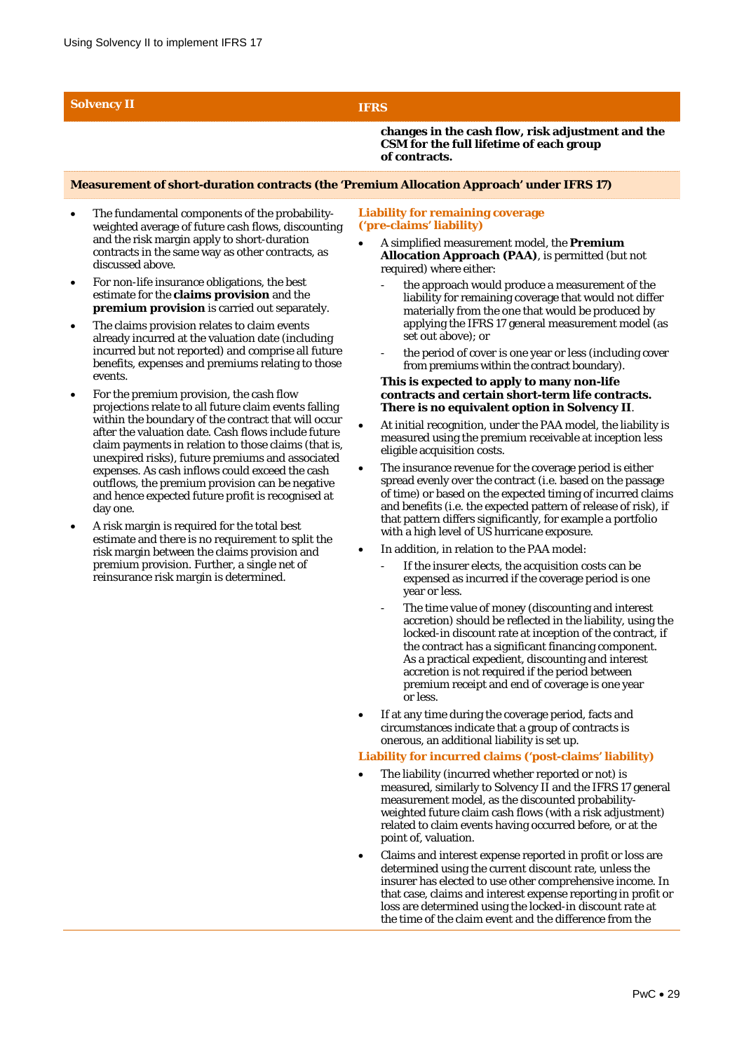| Solvency II | IFRS |
|---|---|
| | **changes in the cash flow, risk adjustment and the CSM for the full lifetime of each group of contracts.** |

**Measurement of short-duration contracts (the 'Premium Allocation Approach' under IFRS 17)**

**Solvency II**

- The fundamental components of the probability-weighted average of future cash flows, discounting and the risk margin apply to short-duration contracts in the same way as other contracts, as discussed above.
- For non-life insurance obligations, the best estimate for the **claims provision** and the **premium provision** is carried out separately.
- The claims provision relates to claim events already incurred at the valuation date (including incurred but not reported) and comprise all future benefits, expenses and premiums relating to those events.
- For the premium provision, the cash flow projections relate to all future claim events falling within the boundary of the contract that will occur after the valuation date. Cash flows include future claim payments in relation to those claims (that is, unexpired risks), future premiums and associated expenses. As cash inflows could exceed the cash outflows, the premium provision can be negative and hence expected future profit is recognised at day one.
- A risk margin is required for the total best estimate and there is no requirement to split the risk margin between the claims provision and premium provision. Further, a single net of reinsurance risk margin is determined.

**IFRS**

**Liability for remaining coverage ('pre-claims' liability)**

- A simplified measurement model, the **Premium Allocation Approach (PAA)**, is permitted (but not required) where either:
  - the approach would produce a measurement of the liability for remaining coverage that would not differ materially from the one that would be produced by applying the IFRS 17 general measurement model (as set out above); or
  - the period of cover is one year or less (including cover from premiums within the contract boundary).

  **This is expected to apply to many non-life contracts and certain short-term life contracts. There is no equivalent option in Solvency II**.
- At initial recognition, under the PAA model, the liability is measured using the premium receivable at inception less eligible acquisition costs.
- The insurance revenue for the coverage period is either spread evenly over the contract (i.e. based on the passage of time) or based on the expected timing of incurred claims and benefits (i.e. the expected pattern of release of risk), if that pattern differs significantly, for example a portfolio with a high level of US hurricane exposure.
- In addition, in relation to the PAA model:
  - If the insurer elects, the acquisition costs can be expensed as incurred if the coverage period is one year or less.
  - The time value of money (discounting and interest accretion) should be reflected in the liability, using the locked-in discount rate at inception of the contract, if the contract has a significant financing component. As a practical expedient, discounting and interest accretion is not required if the period between premium receipt and end of coverage is one year or less.
- If at any time during the coverage period, facts and circumstances indicate that a group of contracts is onerous, an additional liability is set up.

**Liability for incurred claims ('post-claims' liability)**

- The liability (incurred whether reported or not) is measured, similarly to Solvency II and the IFRS 17 general measurement model, as the discounted probability-weighted future claim cash flows (with a risk adjustment) related to claim events having occurred before, or at the point of, valuation.
- Claims and interest expense reported in profit or loss are determined using the current discount rate, unless the insurer has elected to use other comprehensive income. In that case, claims and interest expense reporting in profit or loss are determined using the locked-in discount rate at the time of the claim event and the difference from the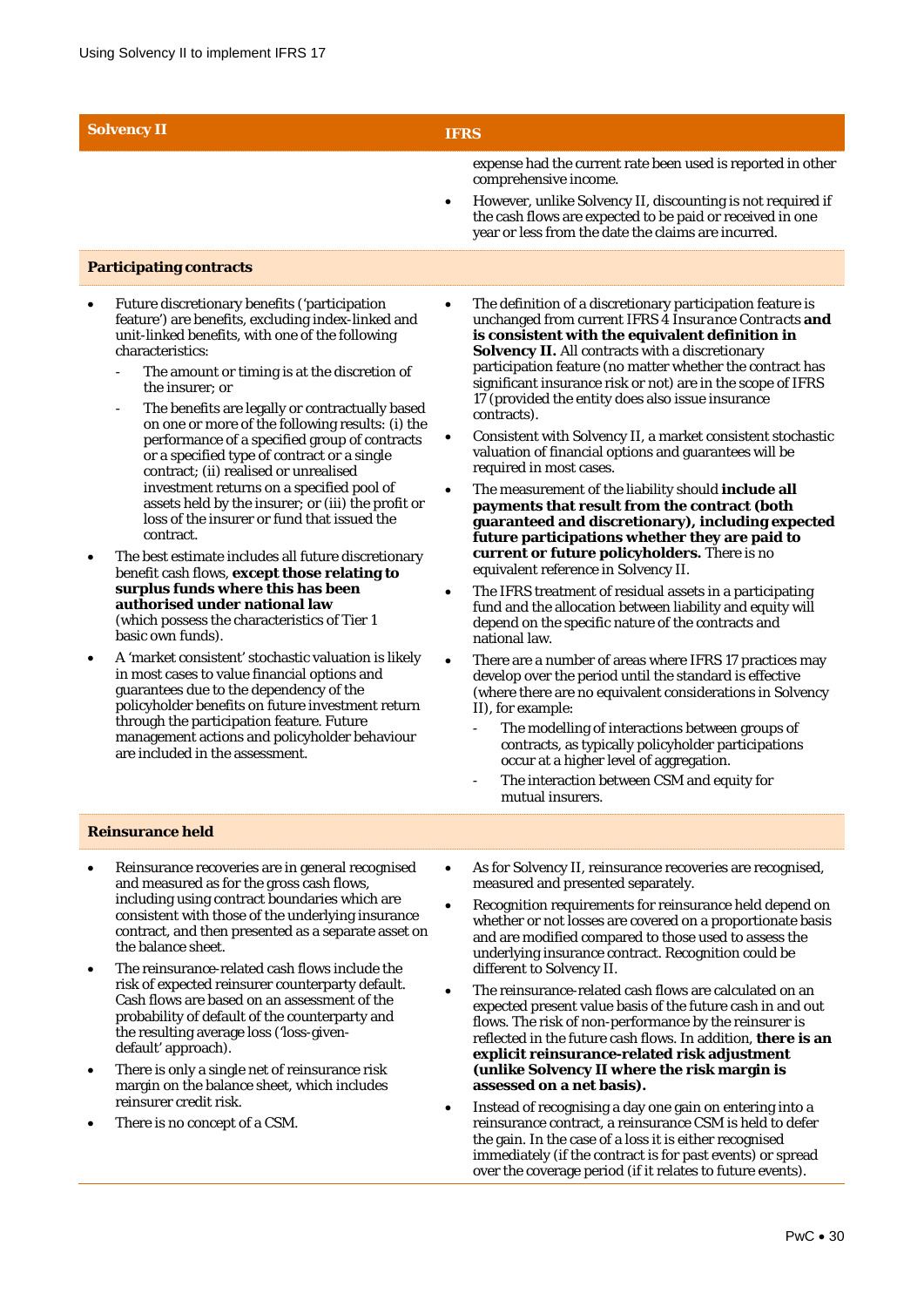| Solvency II | IFRS |
|---|---|
| | expense had the current rate been used is reported in other comprehensive income.<br>• However, unlike Solvency II, discounting is not required if the cash flows are expected to be paid or received in one year or less from the date the claims are incurred. |
| **Participating contracts** | |
| • Future discretionary benefits ('participation feature') are benefits, excluding index-linked and unit-linked benefits, with one of the following characteristics:<br>  - The amount or timing is at the discretion of the insurer; or<br>  - The benefits are legally or contractually based on one or more of the following results: (i) the performance of a specified group of contracts or a specified type of contract or a single contract; (ii) realised or unrealised investment returns on a specified pool of assets held by the insurer; or (iii) the profit or loss of the insurer or fund that issued the contract.<br>• The best estimate includes all future discretionary benefit cash flows, **except those relating to surplus funds where this has been authorised under national law** (which possess the characteristics of Tier 1 basic own funds).<br>• A 'market consistent' stochastic valuation is likely in most cases to value financial options and guarantees due to the dependency of the policyholder benefits on future investment return through the participation feature. Future management actions and policyholder behaviour are included in the assessment. | • The definition of a discretionary participation feature is unchanged from current IFRS 4 *Insurance Contracts* **and is consistent with the equivalent definition in Solvency II.** All contracts with a discretionary participation feature (no matter whether the contract has significant insurance risk or not) are in the scope of IFRS 17 (provided the entity does also issue insurance contracts).<br>• Consistent with Solvency II, a market consistent stochastic valuation of financial options and guarantees will be required in most cases.<br>• The measurement of the liability should **include all payments that result from the contract (both guaranteed and discretionary), including expected future participations whether they are paid to current or future policyholders.** There is no equivalent reference in Solvency II.<br>• The IFRS treatment of residual assets in a participating fund and the allocation between liability and equity will depend on the specific nature of the contracts and national law.<br>• There are a number of areas where IFRS 17 practices may develop over the period until the standard is effective (where there are no equivalent considerations in Solvency II), for example:<br>  - The modelling of interactions between groups of contracts, as typically policyholder participations occur at a higher level of aggregation.<br>  - The interaction between CSM and equity for mutual insurers. |
| **Reinsurance held** | |
| • Reinsurance recoveries are in general recognised and measured as for the gross cash flows, including using contract boundaries which are consistent with those of the underlying insurance contract, and then presented as a separate asset on the balance sheet.<br>• The reinsurance-related cash flows include the risk of expected reinsurer counterparty default. Cash flows are based on an assessment of the probability of default of the counterparty and the resulting average loss ('loss-given-default' approach).<br>• There is only a single net of reinsurance risk margin on the balance sheet, which includes reinsurer credit risk.<br>• There is no concept of a CSM. | • As for Solvency II, reinsurance recoveries are recognised, measured and presented separately.<br>• Recognition requirements for reinsurance held depend on whether or not losses are covered on a proportionate basis and are modified compared to those used to assess the underlying insurance contract. Recognition could be different to Solvency II.<br>• The reinsurance-related cash flows are calculated on an expected present value basis of the future cash in and out flows. The risk of non-performance by the reinsurer is reflected in the future cash flows. In addition, **there is an explicit reinsurance-related risk adjustment (unlike Solvency II where the risk margin is assessed on a net basis).**<br>• Instead of recognising a day one gain on entering into a reinsurance contract, a reinsurance CSM is held to defer the gain. In the case of a loss it is either recognised immediately (if the contract is for past events) or spread over the coverage period (if it relates to future events). |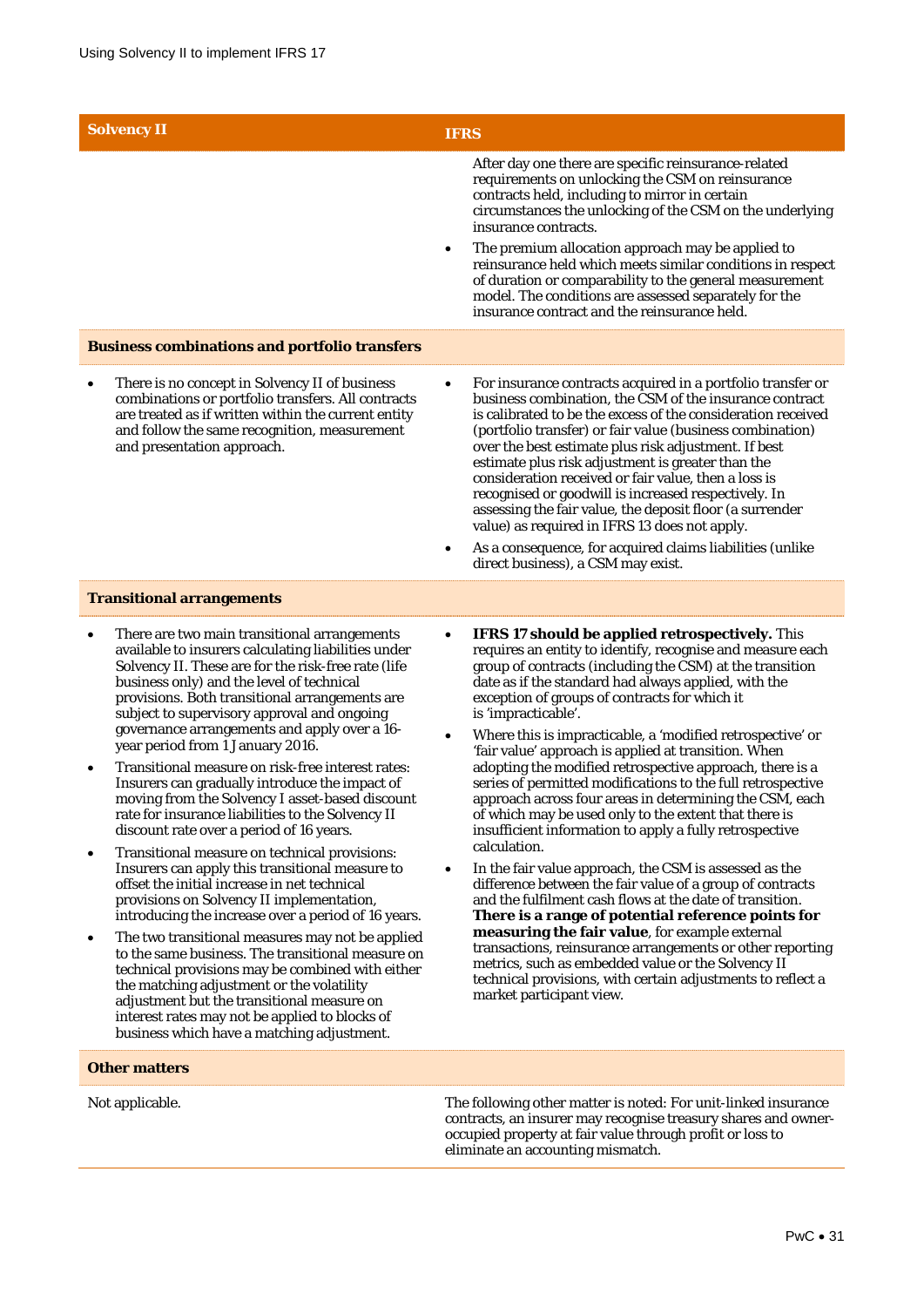| Solvency II | IFRS |
|---|---|
| | After day one there are specific reinsurance-related requirements on unlocking the CSM on reinsurance contracts held, including to mirror in certain circumstances the unlocking of the CSM on the underlying insurance contracts.<br>• The premium allocation approach may be applied to reinsurance held which meets similar conditions in respect of duration or comparability to the general measurement model. The conditions are assessed separately for the insurance contract and the reinsurance held. |
| **Business combinations and portfolio transfers** | |
| • There is no concept in Solvency II of business combinations or portfolio transfers. All contracts are treated as if written within the current entity and follow the same recognition, measurement and presentation approach. | • For insurance contracts acquired in a portfolio transfer or business combination, the CSM of the insurance contract is calibrated to be the excess of the consideration received (portfolio transfer) or fair value (business combination) over the best estimate plus risk adjustment. If best estimate plus risk adjustment is greater than the consideration received or fair value, then a loss is recognised or goodwill is increased respectively. In assessing the fair value, the deposit floor (a surrender value) as required in IFRS 13 does not apply.<br>• As a consequence, for acquired claims liabilities (unlike direct business), a CSM may exist. |
| **Transitional arrangements** | |
| • There are two main transitional arrangements available to insurers calculating liabilities under Solvency II. These are for the risk-free rate (life business only) and the level of technical provisions. Both transitional arrangements are subject to supervisory approval and ongoing governance arrangements and apply over a 16-year period from 1 January 2016.<br>• Transitional measure on risk-free interest rates: Insurers can gradually introduce the impact of moving from the Solvency I asset-based discount rate for insurance liabilities to the Solvency II discount rate over a period of 16 years.<br>• Transitional measure on technical provisions: Insurers can apply this transitional measure to offset the initial increase in net technical provisions on Solvency II implementation, introducing the increase over a period of 16 years.<br>• The two transitional measures may not be applied to the same business. The transitional measure on technical provisions may be combined with either the matching adjustment or the volatility adjustment but the transitional measure on interest rates may not be applied to blocks of business which have a matching adjustment. | • **IFRS 17 should be applied retrospectively.** This requires an entity to identify, recognise and measure each group of contracts (including the CSM) at the transition date as if the standard had always applied, with the exception of groups of contracts for which it is 'impracticable'.<br>• Where this is impracticable, a 'modified retrospective' or 'fair value' approach is applied at transition. When adopting the modified retrospective approach, there is a series of permitted modifications to the full retrospective approach across four areas in determining the CSM, each of which may be used only to the extent that there is insufficient information to apply a fully retrospective calculation.<br>• In the fair value approach, the CSM is assessed as the difference between the fair value of a group of contracts and the fulfilment cash flows at the date of transition. **There is a range of potential reference points for measuring the fair value**, for example external transactions, reinsurance arrangements or other reporting metrics, such as embedded value or the Solvency II technical provisions, with certain adjustments to reflect a market participant view. |
| **Other matters** | |
| Not applicable. | The following other matter is noted: For unit-linked insurance contracts, an insurer may recognise treasury shares and owner-occupied property at fair value through profit or loss to eliminate an accounting mismatch. |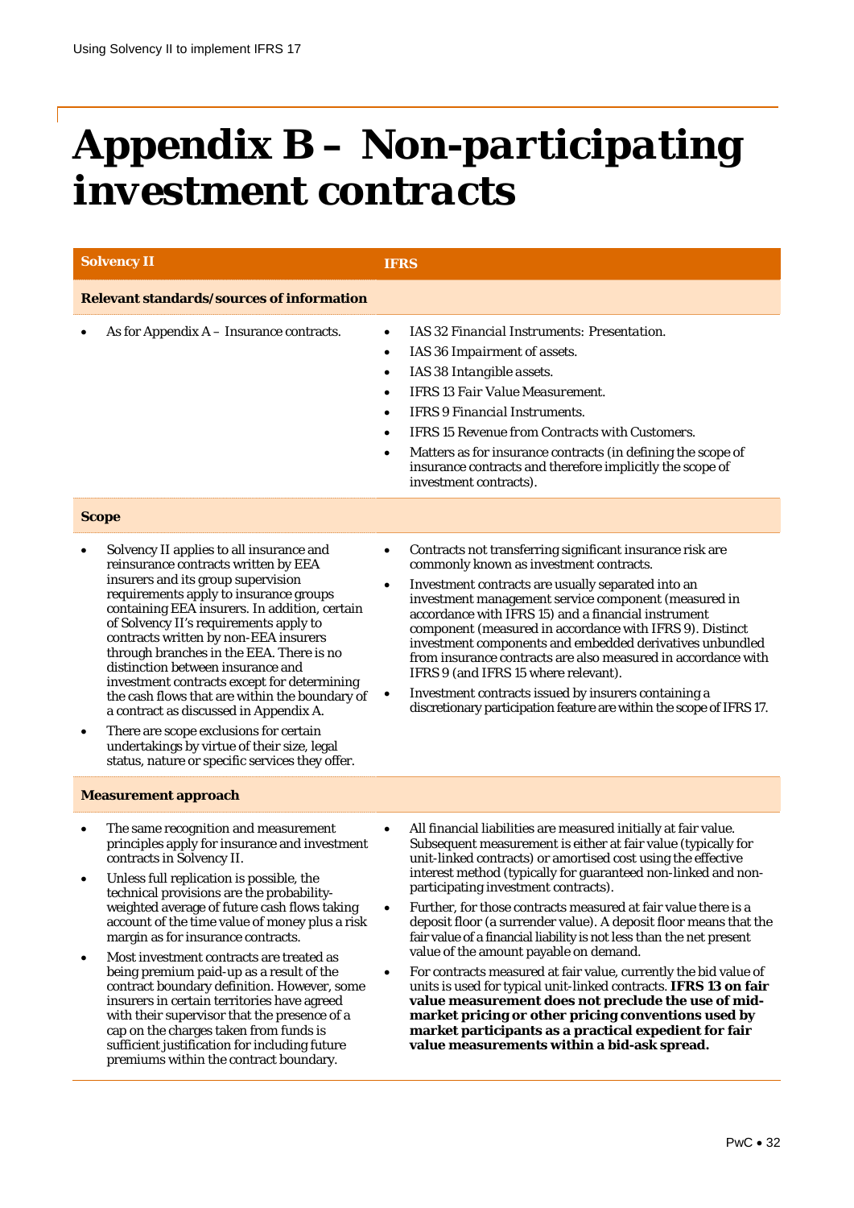# Appendix B – Non-participating investment contracts

| Solvency II | IFRS |
|---|---|
| **Relevant standards/sources of information** | |
| • As for Appendix A – Insurance contracts. | • IAS 32 *Financial Instruments: Presentation.*<br>• IAS 36 *Impairment of assets.*<br>• IAS 38 *Intangible assets.*<br>• IFRS 13 *Fair Value Measurement.*<br>• IFRS 9 *Financial Instruments.*<br>• IFRS 15 *Revenue from Contracts with Customers.*<br>• Matters as for insurance contracts (in defining the scope of insurance contracts and therefore implicitly the scope of investment contracts). |
| **Scope** | |
| • Solvency II applies to all insurance and reinsurance contracts written by EEA insurers and its group supervision requirements apply to insurance groups containing EEA insurers. In addition, certain of Solvency II's requirements apply to contracts written by non-EEA insurers through branches in the EEA. There is no distinction between insurance and investment contracts except for determining the cash flows that are within the boundary of a contract as discussed in Appendix A.<br>• There are scope exclusions for certain undertakings by virtue of their size, legal status, nature or specific services they offer. | • Contracts not transferring significant insurance risk are commonly known as investment contracts.<br>• Investment contracts are usually separated into an investment management service component (measured in accordance with IFRS 15) and a financial instrument component (measured in accordance with IFRS 9). Distinct investment components and embedded derivatives unbundled from insurance contracts are also measured in accordance with IFRS 9 (and IFRS 15 where relevant).<br>• Investment contracts issued by insurers containing a discretionary participation feature are within the scope of IFRS 17. |
| **Measurement approach** | |
| • The same recognition and measurement principles apply for insurance and investment contracts in Solvency II.<br>• Unless full replication is possible, the technical provisions are the probability-weighted average of future cash flows taking account of the time value of money plus a risk margin as for insurance contracts.<br>• Most investment contracts are treated as being premium paid-up as a result of the contract boundary definition. However, some insurers in certain territories have agreed with their supervisor that the presence of a cap on the charges taken from funds is sufficient justification for including future premiums within the contract boundary. | • All financial liabilities are measured initially at fair value. Subsequent measurement is either at fair value (typically for unit-linked contracts) or amortised cost using the effective interest method (typically for guaranteed non-linked and non-participating investment contracts).<br>• Further, for those contracts measured at fair value there is a deposit floor (a surrender value). A deposit floor means that the fair value of a financial liability is not less than the net present value of the amount payable on demand.<br>• For contracts measured at fair value, currently the bid value of units is used for typical unit-linked contracts. **IFRS 13 on fair value measurement does not preclude the use of mid-market pricing or other pricing conventions used by market participants as a practical expedient for fair value measurements within a bid-ask spread.** |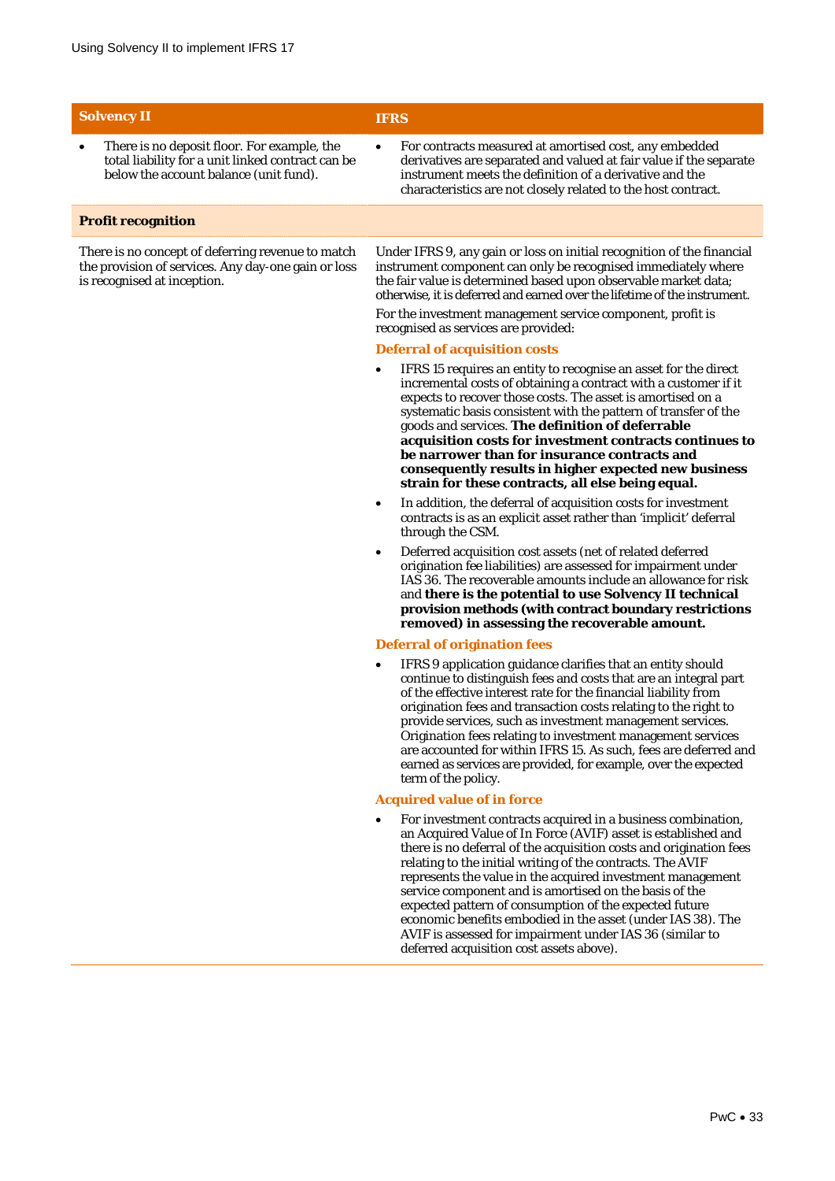| Solvency II | IFRS |
|---|---|
| • There is no deposit floor. For example, the total liability for a unit linked contract can be below the account balance (unit fund). | • For contracts measured at amortised cost, any embedded derivatives are separated and valued at fair value if the separate instrument meets the definition of a derivative and the characteristics are not closely related to the host contract. |
| **Profit recognition** | |
| There is no concept of deferring revenue to match the provision of services. Any day-one gain or loss is recognised at inception. | Under IFRS 9, any gain or loss on initial recognition of the financial instrument component can only be recognised immediately where the fair value is determined based upon observable market data; otherwise, it is deferred and earned over the lifetime of the instrument.<br><br>For the investment management service component, profit is recognised as services are provided:<br><br>**Deferral of acquisition costs**<br><br>• IFRS 15 requires an entity to recognise an asset for the direct incremental costs of obtaining a contract with a customer if it expects to recover those costs. The asset is amortised on a systematic basis consistent with the pattern of transfer of the goods and services. **The definition of deferrable acquisition costs for investment contracts continues to be narrower than for insurance contracts and consequently results in higher expected new business strain for these contracts, all else being equal.**<br><br>• In addition, the deferral of acquisition costs for investment contracts is as an explicit asset rather than 'implicit' deferral through the CSM.<br><br>• Deferred acquisition cost assets (net of related deferred origination fee liabilities) are assessed for impairment under IAS 36. The recoverable amounts include an allowance for risk and **there is the potential to use Solvency II technical provision methods (with contract boundary restrictions removed) in assessing the recoverable amount.**<br><br>**Deferral of origination fees**<br><br>• IFRS 9 application guidance clarifies that an entity should continue to distinguish fees and costs that are an integral part of the effective interest rate for the financial liability from origination fees and transaction costs relating to the right to provide services, such as investment management services. Origination fees relating to investment management services are accounted for within IFRS 15. As such, fees are deferred and earned as services are provided, for example, over the expected term of the policy.<br><br>**Acquired value of in force**<br><br>• For investment contracts acquired in a business combination, an Acquired Value of In Force (AVIF) asset is established and there is no deferral of the acquisition costs and origination fees relating to the initial writing of the contracts. The AVIF represents the value in the acquired investment management service component and is amortised on the basis of the expected pattern of consumption of the expected future economic benefits embodied in the asset (under IAS 38). The AVIF is assessed for impairment under IAS 36 (similar to deferred acquisition cost assets above). |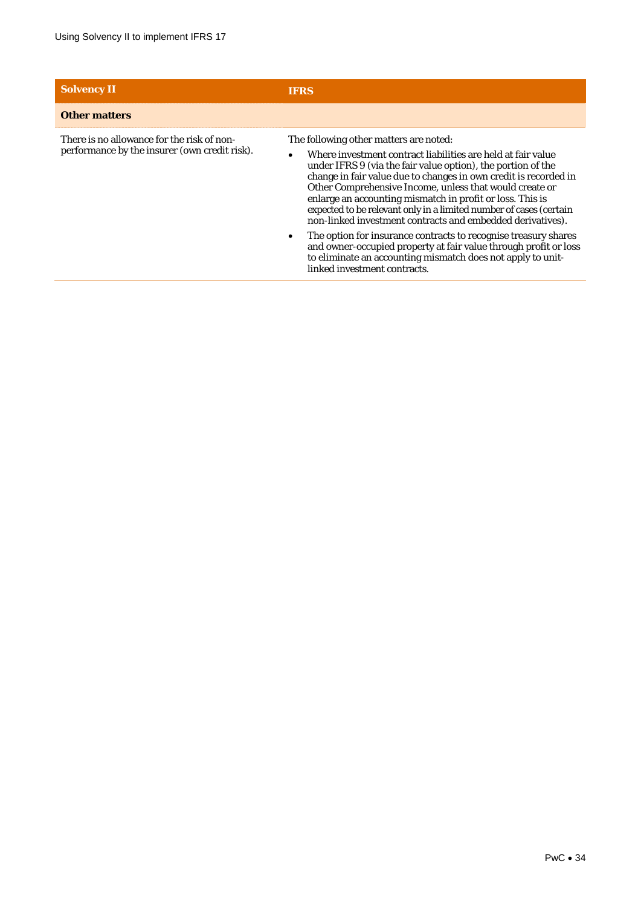| Solvency II | IFRS |
|---|---|
| **Other matters** | |
| There is no allowance for the risk of non-performance by the insurer (own credit risk). | The following other matters are noted:<br>• Where investment contract liabilities are held at fair value under IFRS 9 (via the fair value option), the portion of the change in fair value due to changes in own credit is recorded in Other Comprehensive Income, unless that would create or enlarge an accounting mismatch in profit or loss. This is expected to be relevant only in a limited number of cases (certain non-linked investment contracts and embedded derivatives).<br>• The option for insurance contracts to recognise treasury shares and owner-occupied property at fair value through profit or loss to eliminate an accounting mismatch does not apply to unit-linked investment contracts. |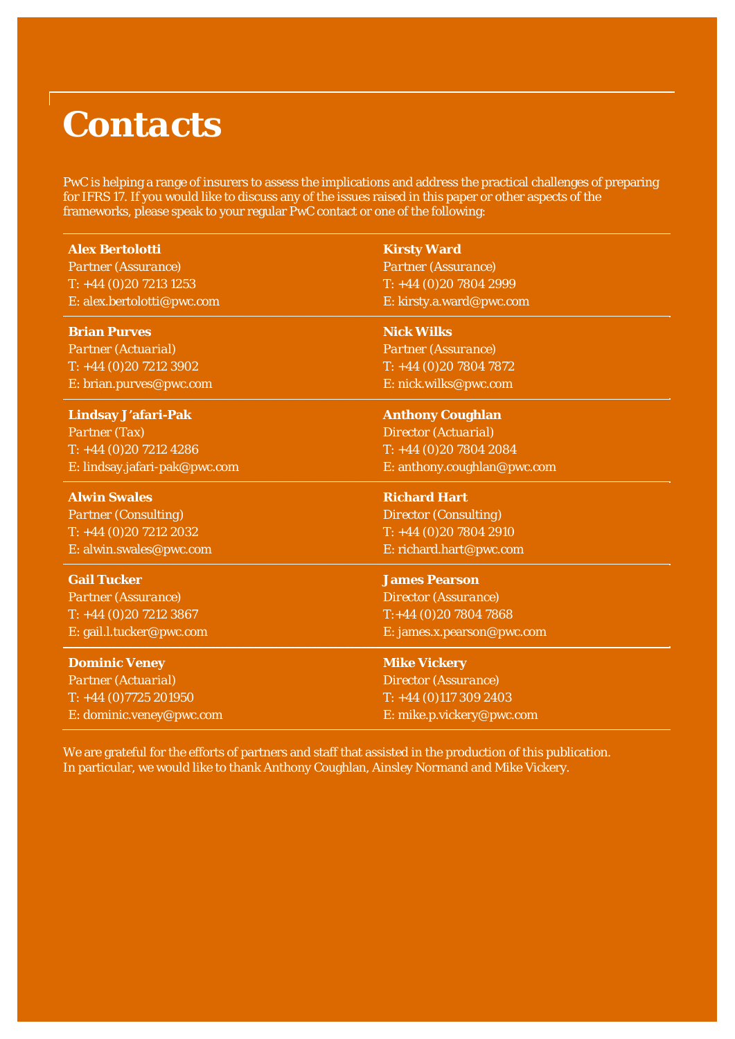# Contacts

PwC is helping a range of insurers to assess the implications and address the practical challenges of preparing for IFRS 17. If you would like to discuss any of the issues raised in this paper or other aspects of the frameworks, please speak to your regular PwC contact or one of the following:

**Alex Bertolotti**
Partner (Assurance)
T: +44 (0)20 7213 1253
E: alex.bertolotti@pwc.com

**Brian Purves**
Partner (Actuarial)
T: +44 (0)20 7212 3902
E: brian.purves@pwc.com

**Lindsay J'afari-Pak**
Partner (Tax)
T: +44 (0)20 7212 4286
E: lindsay.jafari-pak@pwc.com

**Alwin Swales**
Partner (Consulting)
T: +44 (0)20 7212 2032
E: alwin.swales@pwc.com

**Gail Tucker**
Partner (Assurance)
T: +44 (0)20 7212 3867
E: gail.l.tucker@pwc.com

**Dominic Veney**
Partner (Actuarial)
T: +44 (0)7725 201950
E: dominic.veney@pwc.com

**Kirsty Ward**
Partner (Assurance)
T: +44 (0)20 7804 2999
E: kirsty.a.ward@pwc.com

**Nick Wilks**
Partner (Assurance)
T: +44 (0)20 7804 7872
E: nick.wilks@pwc.com

**Anthony Coughlan**
Director (Actuarial)
T: +44 (0)20 7804 2084
E: anthony.coughlan@pwc.com

**Richard Hart**
Director (Consulting)
T: +44 (0)20 7804 2910
E: richard.hart@pwc.com

**James Pearson**
Director (Assurance)
T:+44 (0)20 7804 7868
E: james.x.pearson@pwc.com

**Mike Vickery**
Director (Assurance)
T: +44 (0)117 309 2403
E: mike.p.vickery@pwc.com

We are grateful for the efforts of partners and staff that assisted in the production of this publication. In particular, we would like to thank Anthony Coughlan, Ainsley Normand and Mike Vickery.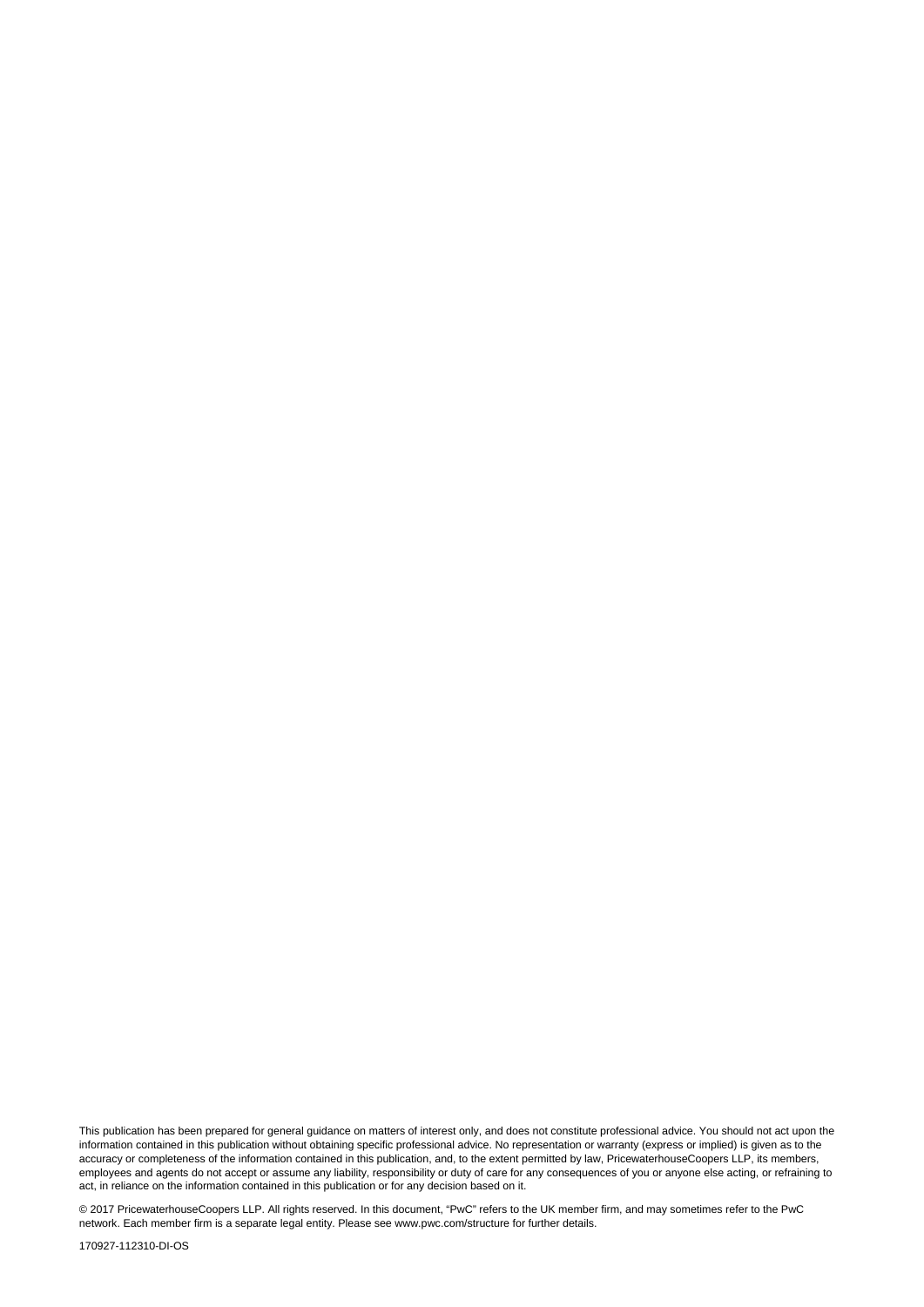This publication has been prepared for general guidance on matters of interest only, and does not constitute professional advice. You should not act upon the information contained in this publication without obtaining specific professional advice. No representation or warranty (express or implied) is given as to the accuracy or completeness of the information contained in this publication, and, to the extent permitted by law, PricewaterhouseCoopers LLP, its members, employees and agents do not accept or assume any liability, responsibility or duty of care for any consequences of you or anyone else acting, or refraining to act, in reliance on the information contained in this publication or for any decision based on it.

© 2017 PricewaterhouseCoopers LLP. All rights reserved. In this document, "PwC" refers to the UK member firm, and may sometimes refer to the PwC network. Each member firm is a separate legal entity. Please see www.pwc.com/structure for further details.

170927-112310-DI-OS